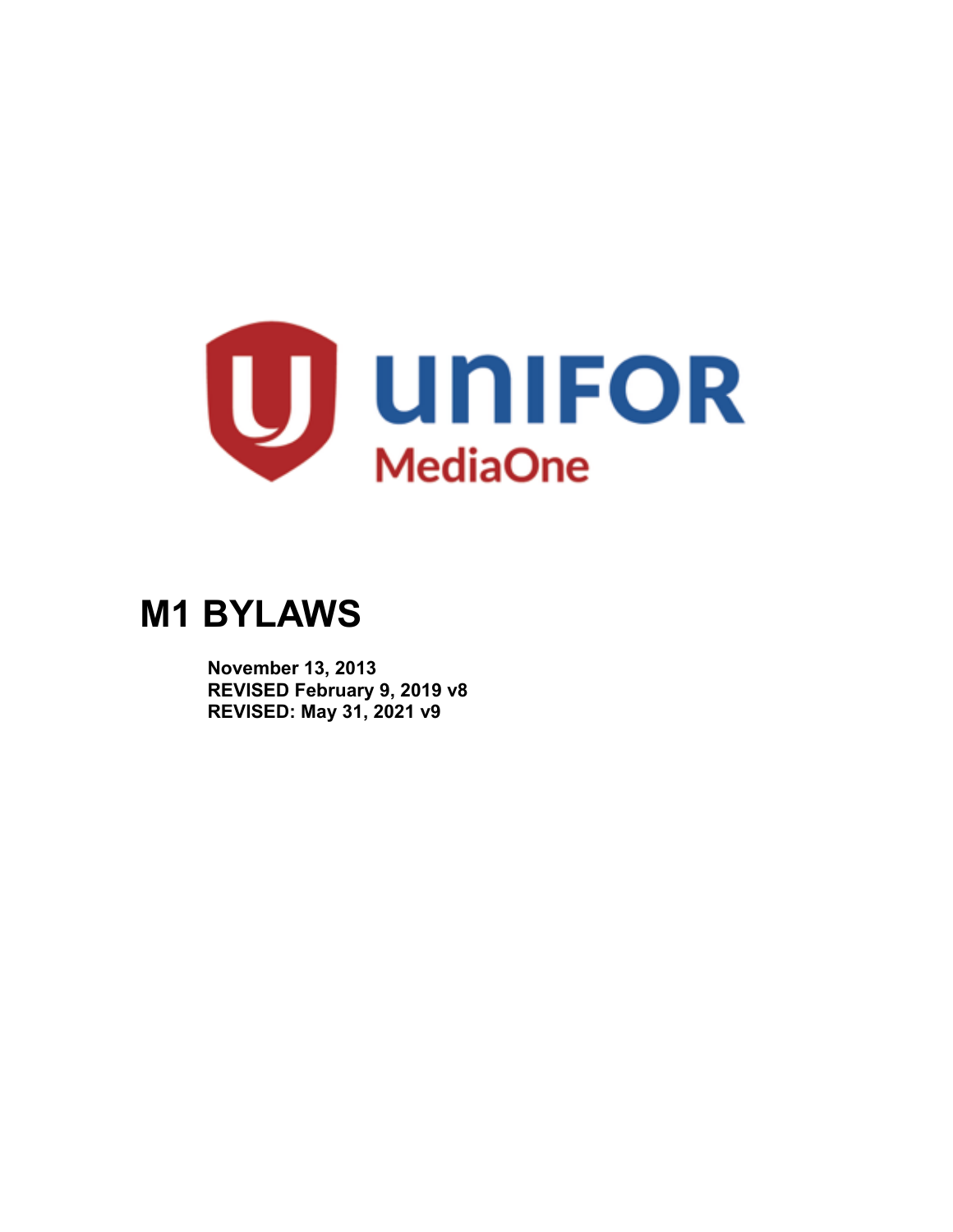UNIFOR MediaOne

# M1 BYLAWS

**November 13, 2013**
**REVISED February 9, 2019 v8**
**REVISED: May 31, 2021 v9**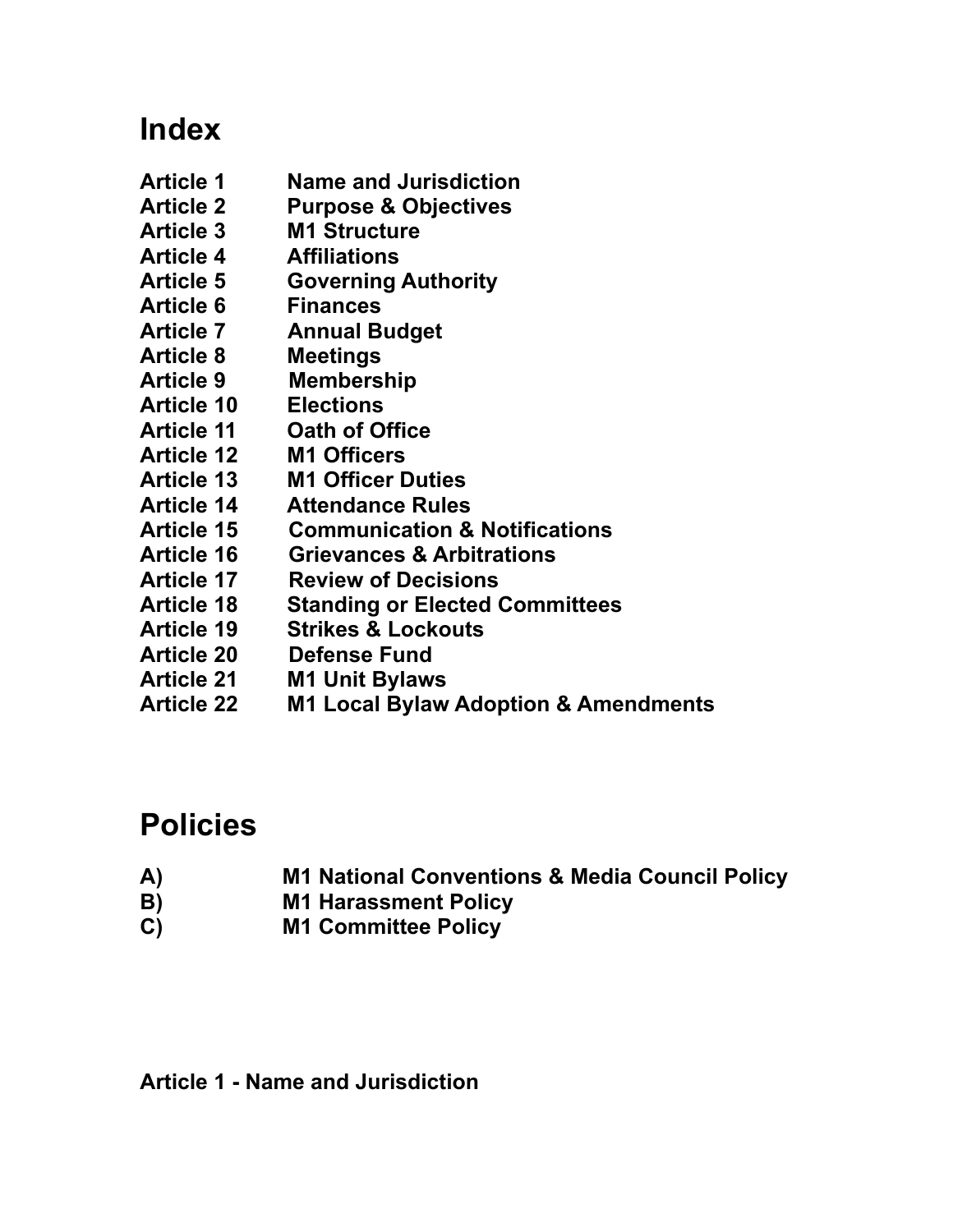# Index

| | |
|---|---|
| **Article 1** | **Name and Jurisdiction** |
| **Article 2** | **Purpose & Objectives** |
| **Article 3** | **M1 Structure** |
| **Article 4** | **Affiliations** |
| **Article 5** | **Governing Authority** |
| **Article 6** | **Finances** |
| **Article 7** | **Annual Budget** |
| **Article 8** | **Meetings** |
| **Article 9** | **Membership** |
| **Article 10** | **Elections** |
| **Article 11** | **Oath of Office** |
| **Article 12** | **M1 Officers** |
| **Article 13** | **M1 Officer Duties** |
| **Article 14** | **Attendance Rules** |
| **Article 15** | **Communication & Notifications** |
| **Article 16** | **Grievances & Arbitrations** |
| **Article 17** | **Review of Decisions** |
| **Article 18** | **Standing or Elected Committees** |
| **Article 19** | **Strikes & Lockouts** |
| **Article 20** | **Defense Fund** |
| **Article 21** | **M1 Unit Bylaws** |
| **Article 22** | **M1 Local Bylaw Adoption & Amendments** |

# Policies

| | |
|---|---|
| **A)** | **M1 National Conventions & Media Council Policy** |
| **B)** | **M1 Harassment Policy** |
| **C)** | **M1 Committee Policy** |

### Article 1 - Name and Jurisdiction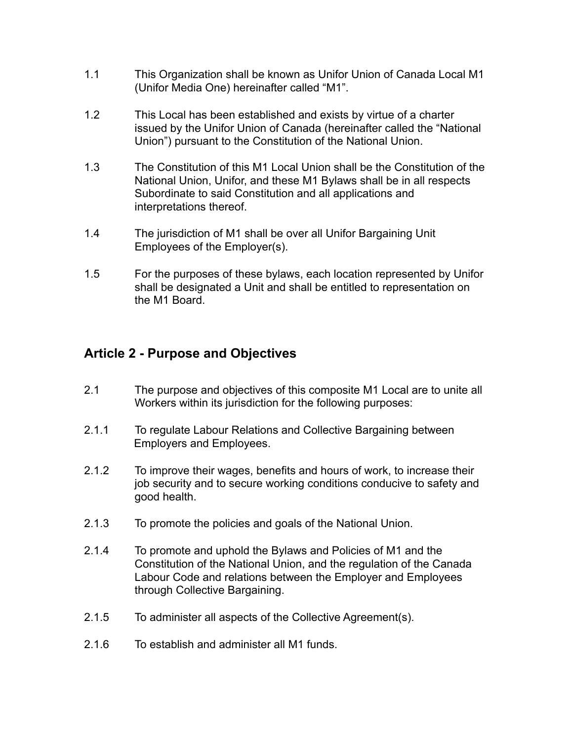1.1 This Organization shall be known as Unifor Union of Canada Local M1 (Unifor Media One) hereinafter called “M1”.

1.2 This Local has been established and exists by virtue of a charter issued by the Unifor Union of Canada (hereinafter called the “National Union”) pursuant to the Constitution of the National Union.

1.3 The Constitution of this M1 Local Union shall be the Constitution of the National Union, Unifor, and these M1 Bylaws shall be in all respects Subordinate to said Constitution and all applications and interpretations thereof.

1.4 The jurisdiction of M1 shall be over all Unifor Bargaining Unit Employees of the Employer(s).

1.5 For the purposes of these bylaws, each location represented by Unifor shall be designated a Unit and shall be entitled to representation on the M1 Board.

## Article 2 - Purpose and Objectives

2.1 The purpose and objectives of this composite M1 Local are to unite all Workers within its jurisdiction for the following purposes:

2.1.1 To regulate Labour Relations and Collective Bargaining between Employers and Employees.

2.1.2 To improve their wages, benefits and hours of work, to increase their job security and to secure working conditions conducive to safety and good health.

2.1.3 To promote the policies and goals of the National Union.

2.1.4 To promote and uphold the Bylaws and Policies of M1 and the Constitution of the National Union, and the regulation of the Canada Labour Code and relations between the Employer and Employees through Collective Bargaining.

2.1.5 To administer all aspects of the Collective Agreement(s).

2.1.6 To establish and administer all M1 funds.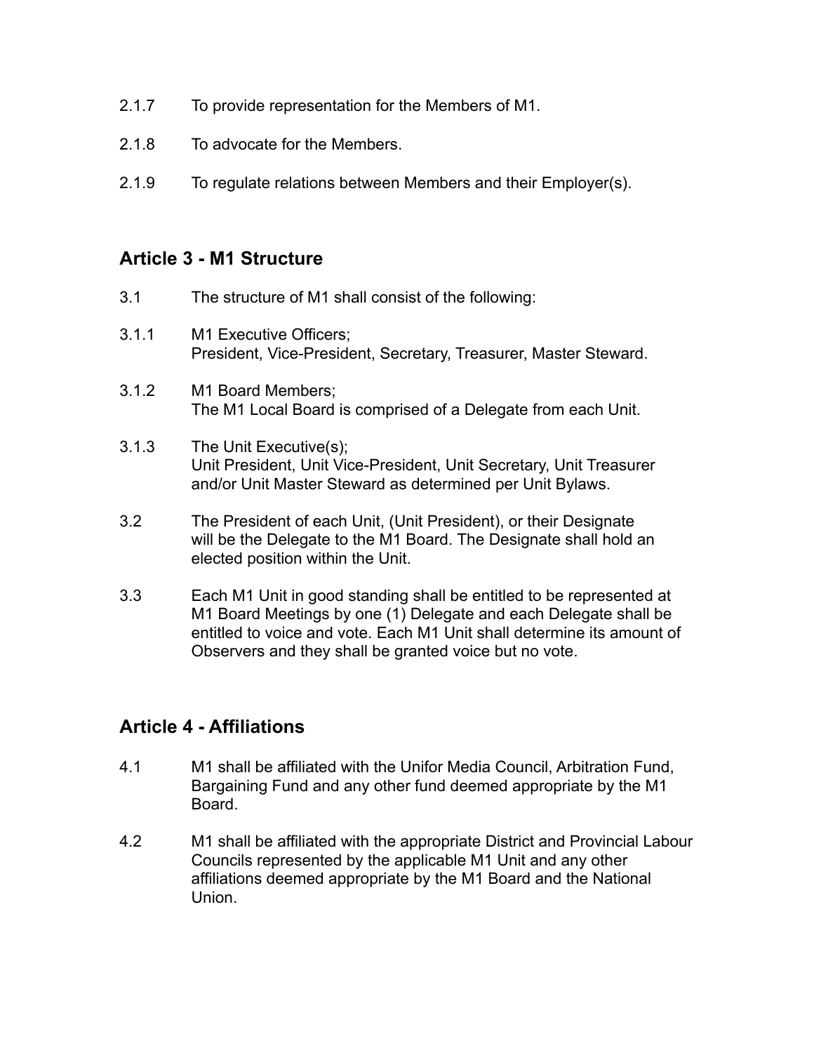2.1.7 To provide representation for the Members of M1.

2.1.8 To advocate for the Members.

2.1.9 To regulate relations between Members and their Employer(s).

## Article 3 - M1 Structure

3.1 The structure of M1 shall consist of the following:

3.1.1 M1 Executive Officers;
President, Vice-President, Secretary, Treasurer, Master Steward.

3.1.2 M1 Board Members;
The M1 Local Board is comprised of a Delegate from each Unit.

3.1.3 The Unit Executive(s);
Unit President, Unit Vice-President, Unit Secretary, Unit Treasurer and/or Unit Master Steward as determined per Unit Bylaws.

3.2 The President of each Unit, (Unit President), or their Designate will be the Delegate to the M1 Board. The Designate shall hold an elected position within the Unit.

3.3 Each M1 Unit in good standing shall be entitled to be represented at M1 Board Meetings by one (1) Delegate and each Delegate shall be entitled to voice and vote. Each M1 Unit shall determine its amount of Observers and they shall be granted voice but no vote.

## Article 4 - Affiliations

4.1 M1 shall be affiliated with the Unifor Media Council, Arbitration Fund, Bargaining Fund and any other fund deemed appropriate by the M1 Board.

4.2 M1 shall be affiliated with the appropriate District and Provincial Labour Councils represented by the applicable M1 Unit and any other affiliations deemed appropriate by the M1 Board and the National Union.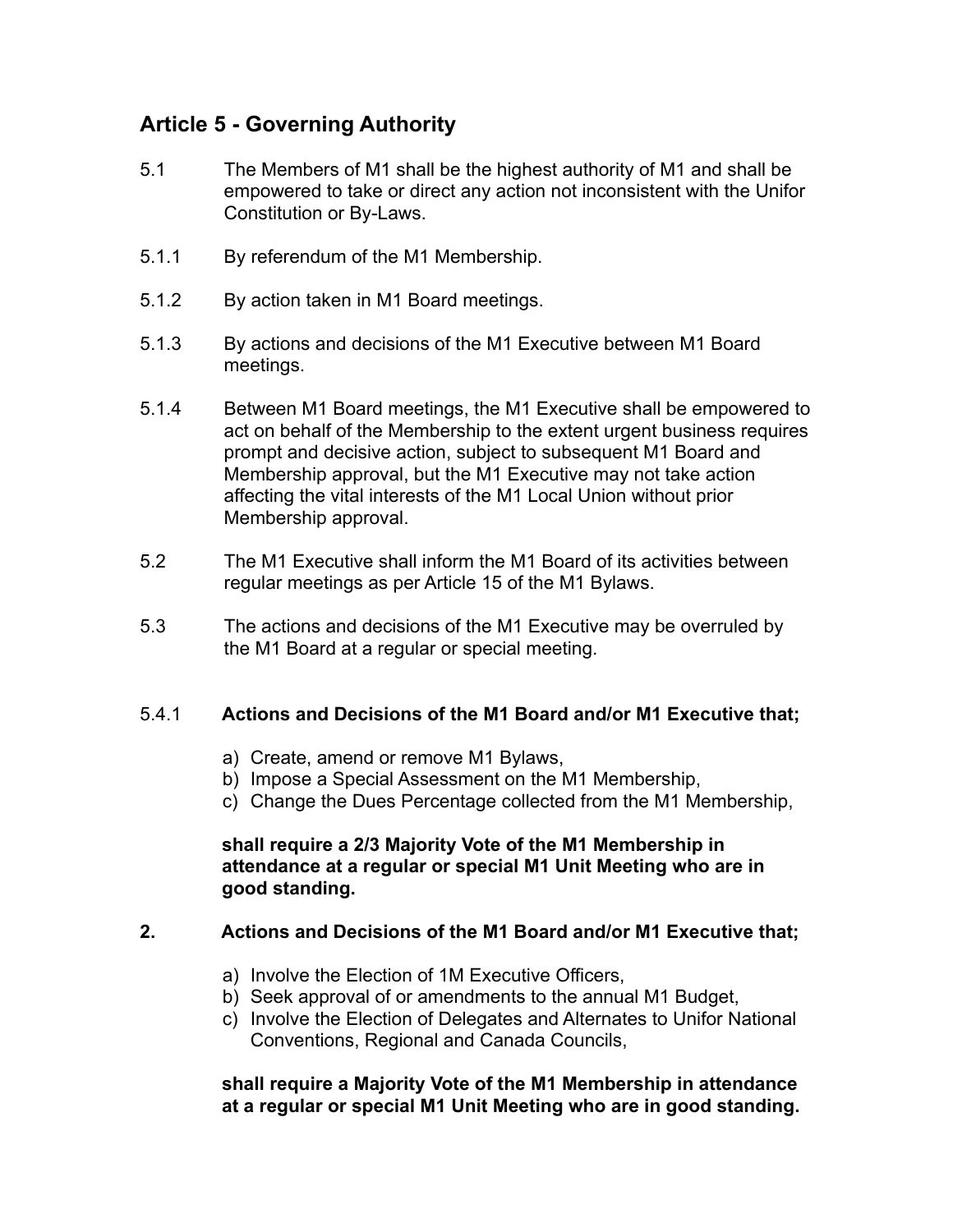## Article 5 - Governing Authority

5.1 The Members of M1 shall be the highest authority of M1 and shall be empowered to take or direct any action not inconsistent with the Unifor Constitution or By-Laws.

5.1.1 By referendum of the M1 Membership.

5.1.2 By action taken in M1 Board meetings.

5.1.3 By actions and decisions of the M1 Executive between M1 Board meetings.

5.1.4 Between M1 Board meetings, the M1 Executive shall be empowered to act on behalf of the Membership to the extent urgent business requires prompt and decisive action, subject to subsequent M1 Board and Membership approval, but the M1 Executive may not take action affecting the vital interests of the M1 Local Union without prior Membership approval.

5.2 The M1 Executive shall inform the M1 Board of its activities between regular meetings as per Article 15 of the M1 Bylaws.

5.3 The actions and decisions of the M1 Executive may be overruled by the M1 Board at a regular or special meeting.

5.4.1 **Actions and Decisions of the M1 Board and/or M1 Executive that;**

a) Create, amend or remove M1 Bylaws,
b) Impose a Special Assessment on the M1 Membership,
c) Change the Dues Percentage collected from the M1 Membership,

**shall require a 2/3 Majority Vote of the M1 Membership in attendance at a regular or special M1 Unit Meeting who are in good standing.**

**2. Actions and Decisions of the M1 Board and/or M1 Executive that;**

a) Involve the Election of 1M Executive Officers,
b) Seek approval of or amendments to the annual M1 Budget,
c) Involve the Election of Delegates and Alternates to Unifor National Conventions, Regional and Canada Councils,

**shall require a Majority Vote of the M1 Membership in attendance at a regular or special M1 Unit Meeting who are in good standing.**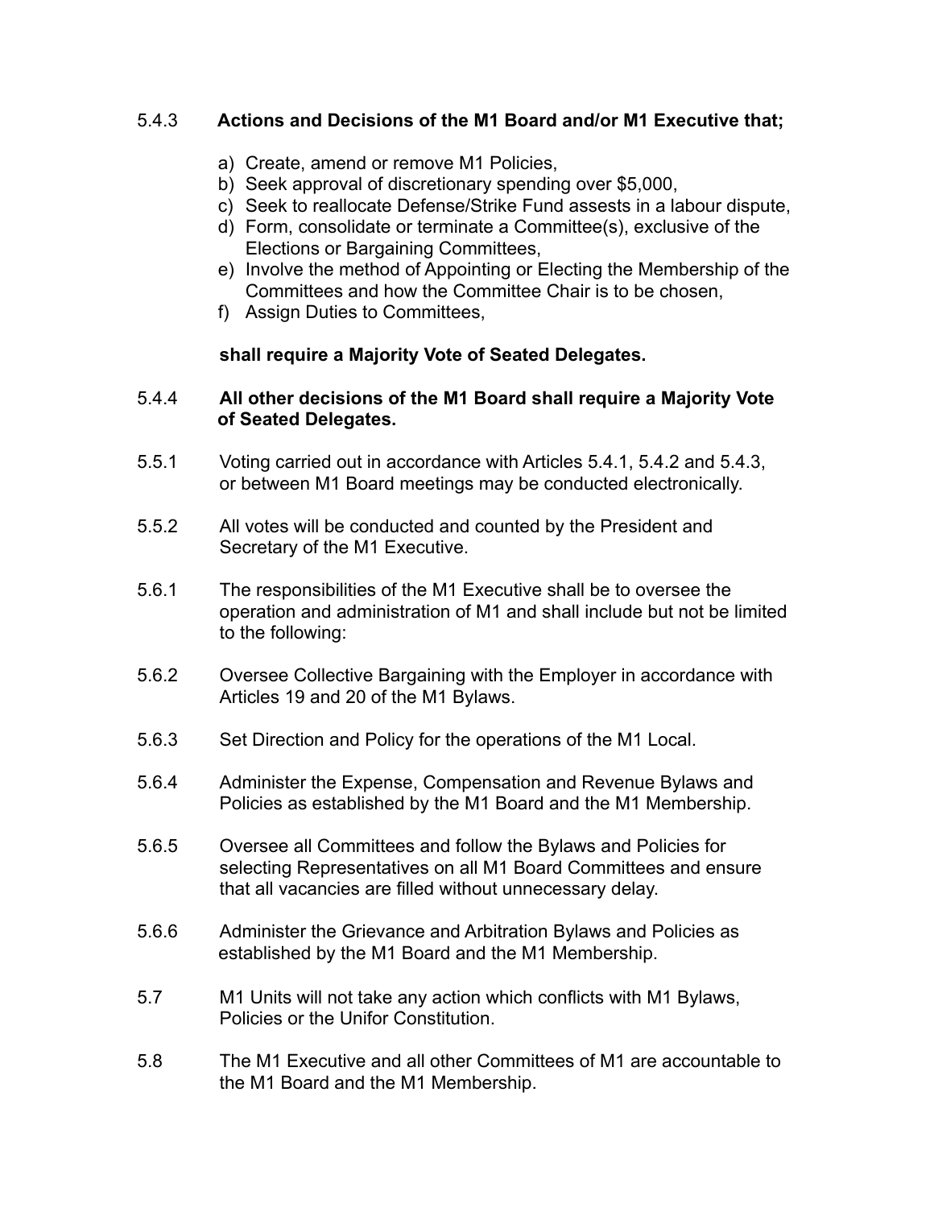5.4.3 **Actions and Decisions of the M1 Board and/or M1 Executive that;**

a) Create, amend or remove M1 Policies,
b) Seek approval of discretionary spending over $5,000,
c) Seek to reallocate Defense/Strike Fund assests in a labour dispute,
d) Form, consolidate or terminate a Committee(s), exclusive of the Elections or Bargaining Committees,
e) Involve the method of Appointing or Electing the Membership of the Committees and how the Committee Chair is to be chosen,
f) Assign Duties to Committees,

**shall require a Majority Vote of Seated Delegates.**

5.4.4 **All other decisions of the M1 Board shall require a Majority Vote of Seated Delegates.**

5.5.1 Voting carried out in accordance with Articles 5.4.1, 5.4.2 and 5.4.3, or between M1 Board meetings may be conducted electronically.

5.5.2 All votes will be conducted and counted by the President and Secretary of the M1 Executive.

5.6.1 The responsibilities of the M1 Executive shall be to oversee the operation and administration of M1 and shall include but not be limited to the following:

5.6.2 Oversee Collective Bargaining with the Employer in accordance with Articles 19 and 20 of the M1 Bylaws.

5.6.3 Set Direction and Policy for the operations of the M1 Local.

5.6.4 Administer the Expense, Compensation and Revenue Bylaws and Policies as established by the M1 Board and the M1 Membership.

5.6.5 Oversee all Committees and follow the Bylaws and Policies for selecting Representatives on all M1 Board Committees and ensure that all vacancies are filled without unnecessary delay.

5.6.6 Administer the Grievance and Arbitration Bylaws and Policies as established by the M1 Board and the M1 Membership.

5.7 M1 Units will not take any action which conflicts with M1 Bylaws, Policies or the Unifor Constitution.

5.8 The M1 Executive and all other Committees of M1 are accountable to the M1 Board and the M1 Membership.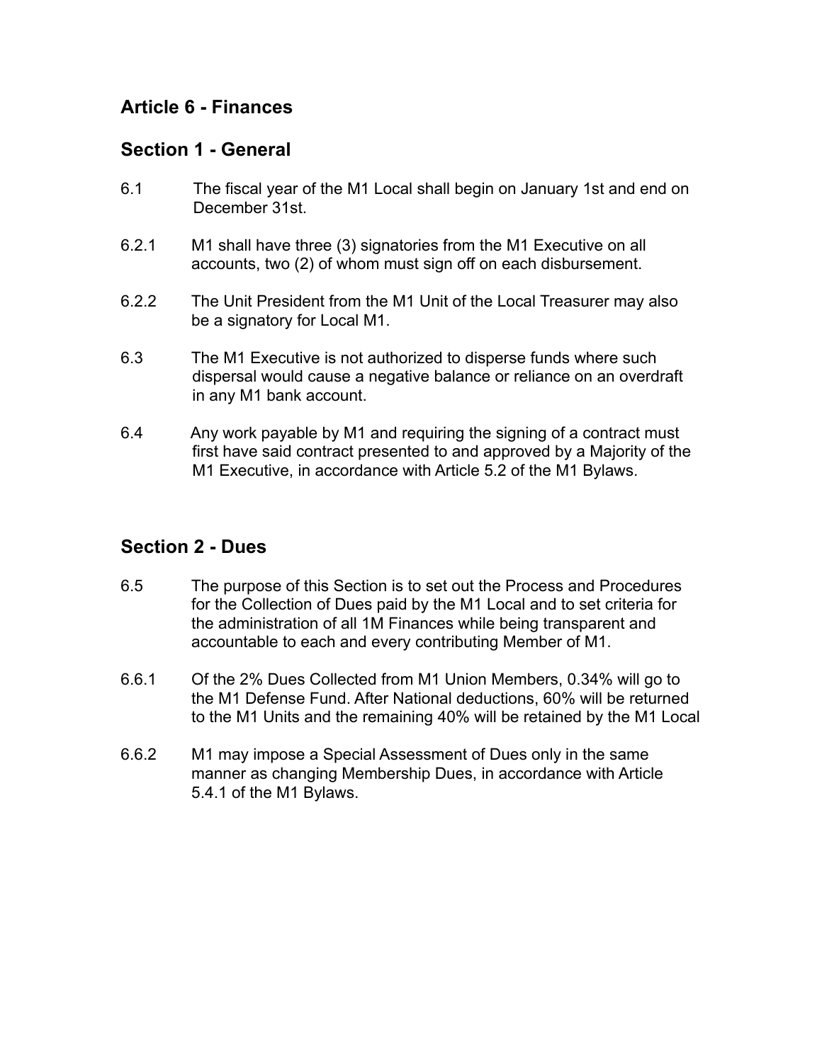## Article 6 - Finances

### Section 1 - General

6.1 The fiscal year of the M1 Local shall begin on January 1st and end on December 31st.

6.2.1 M1 shall have three (3) signatories from the M1 Executive on all accounts, two (2) of whom must sign off on each disbursement.

6.2.2 The Unit President from the M1 Unit of the Local Treasurer may also be a signatory for Local M1.

6.3 The M1 Executive is not authorized to disperse funds where such dispersal would cause a negative balance or reliance on an overdraft in any M1 bank account.

6.4 Any work payable by M1 and requiring the signing of a contract must first have said contract presented to and approved by a Majority of the M1 Executive, in accordance with Article 5.2 of the M1 Bylaws.

### Section 2 - Dues

6.5 The purpose of this Section is to set out the Process and Procedures for the Collection of Dues paid by the M1 Local and to set criteria for the administration of all 1M Finances while being transparent and accountable to each and every contributing Member of M1.

6.6.1 Of the 2% Dues Collected from M1 Union Members, 0.34% will go to the M1 Defense Fund. After National deductions, 60% will be returned to the M1 Units and the remaining 40% will be retained by the M1 Local

6.6.2 M1 may impose a Special Assessment of Dues only in the same manner as changing Membership Dues, in accordance with Article 5.4.1 of the M1 Bylaws.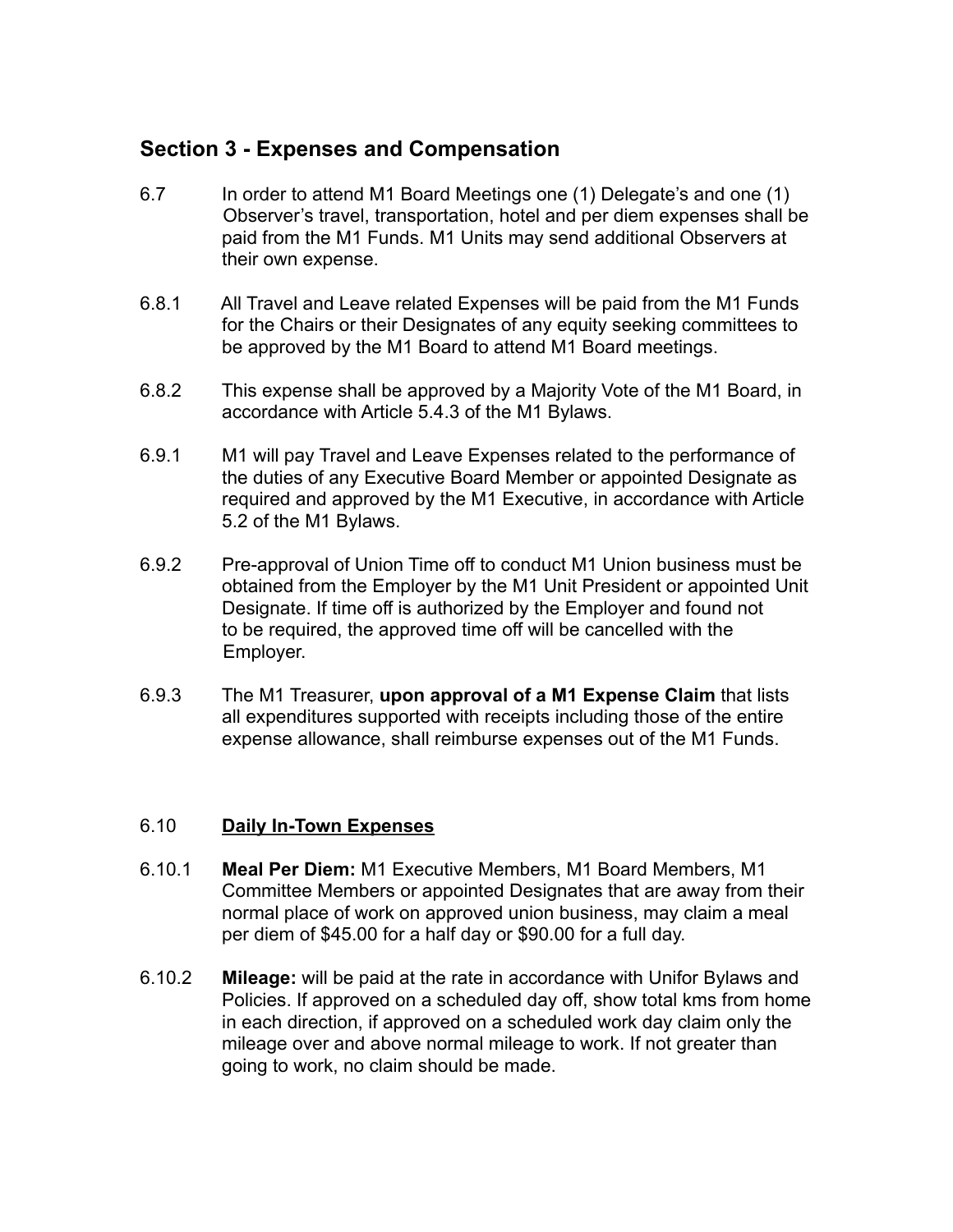## Section 3 - Expenses and Compensation

6.7 In order to attend M1 Board Meetings one (1) Delegate's and one (1) Observer's travel, transportation, hotel and per diem expenses shall be paid from the M1 Funds. M1 Units may send additional Observers at their own expense.

6.8.1 All Travel and Leave related Expenses will be paid from the M1 Funds for the Chairs or their Designates of any equity seeking committees to be approved by the M1 Board to attend M1 Board meetings.

6.8.2 This expense shall be approved by a Majority Vote of the M1 Board, in accordance with Article 5.4.3 of the M1 Bylaws.

6.9.1 M1 will pay Travel and Leave Expenses related to the performance of the duties of any Executive Board Member or appointed Designate as required and approved by the M1 Executive, in accordance with Article 5.2 of the M1 Bylaws.

6.9.2 Pre-approval of Union Time off to conduct M1 Union business must be obtained from the Employer by the M1 Unit President or appointed Unit Designate. If time off is authorized by the Employer and found not to be required, the approved time off will be cancelled with the Employer.

6.9.3 The M1 Treasurer, **upon approval of a M1 Expense Claim** that lists all expenditures supported with receipts including those of the entire expense allowance, shall reimburse expenses out of the M1 Funds.

6.10 **Daily In-Town Expenses**

6.10.1 **Meal Per Diem:** M1 Executive Members, M1 Board Members, M1 Committee Members or appointed Designates that are away from their normal place of work on approved union business, may claim a meal per diem of $45.00 for a half day or $90.00 for a full day.

6.10.2 **Mileage:** will be paid at the rate in accordance with Unifor Bylaws and Policies. If approved on a scheduled day off, show total kms from home in each direction, if approved on a scheduled work day claim only the mileage over and above normal mileage to work. If not greater than going to work, no claim should be made.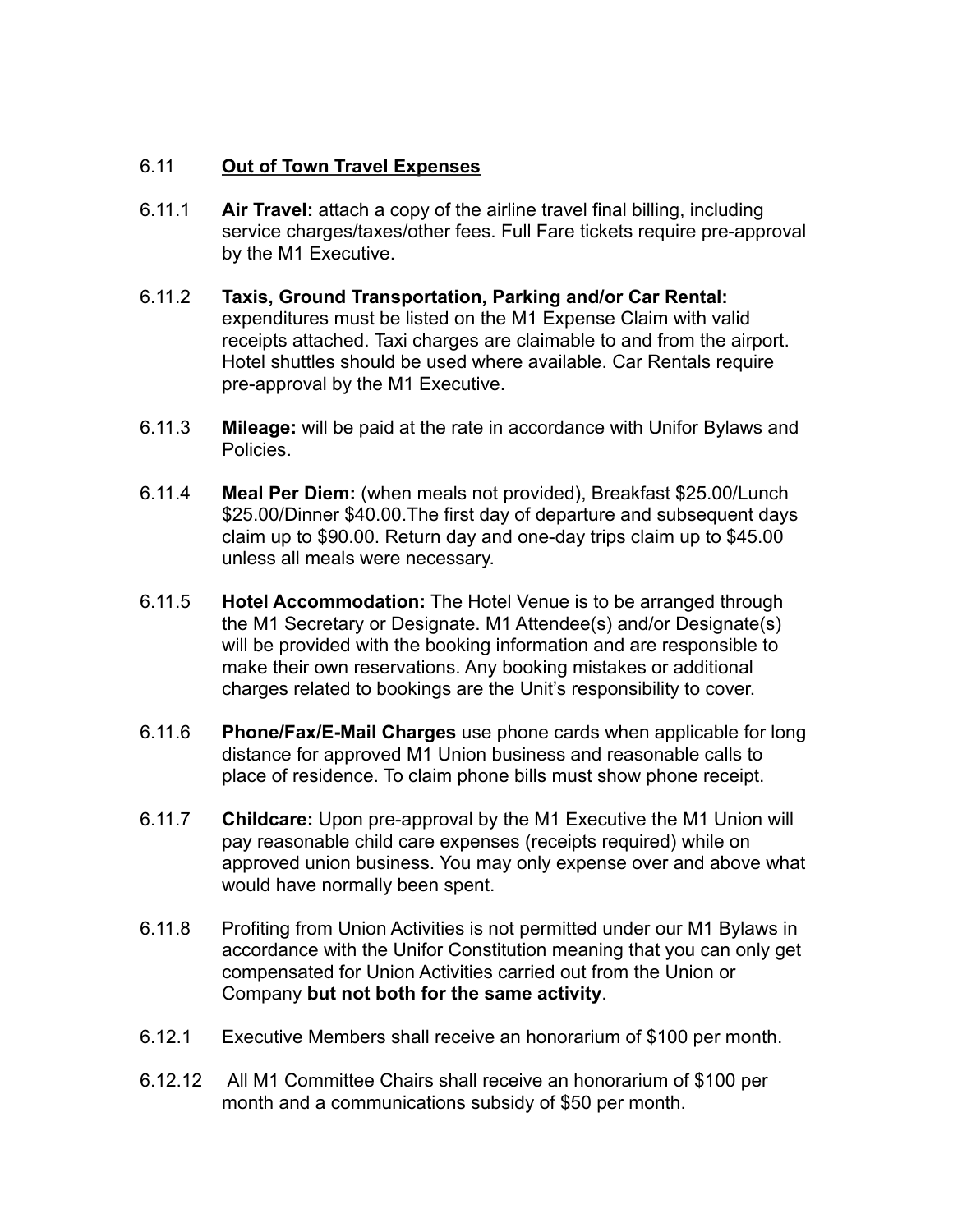## 6.11 **Out of Town Travel Expenses**

6.11.1 **Air Travel:** attach a copy of the airline travel final billing, including service charges/taxes/other fees. Full Fare tickets require pre-approval by the M1 Executive.

6.11.2 **Taxis, Ground Transportation, Parking and/or Car Rental:** expenditures must be listed on the M1 Expense Claim with valid receipts attached. Taxi charges are claimable to and from the airport. Hotel shuttles should be used where available. Car Rentals require pre-approval by the M1 Executive.

6.11.3 **Mileage:** will be paid at the rate in accordance with Unifor Bylaws and Policies.

6.11.4 **Meal Per Diem:** (when meals not provided), Breakfast $25.00/Lunch $25.00/Dinner $40.00.The first day of departure and subsequent days claim up to $90.00. Return day and one-day trips claim up to $45.00 unless all meals were necessary.

6.11.5 **Hotel Accommodation:** The Hotel Venue is to be arranged through the M1 Secretary or Designate. M1 Attendee(s) and/or Designate(s) will be provided with the booking information and are responsible to make their own reservations. Any booking mistakes or additional charges related to bookings are the Unit's responsibility to cover.

6.11.6 **Phone/Fax/E-Mail Charges** use phone cards when applicable for long distance for approved M1 Union business and reasonable calls to place of residence. To claim phone bills must show phone receipt.

6.11.7 **Childcare:** Upon pre-approval by the M1 Executive the M1 Union will pay reasonable child care expenses (receipts required) while on approved union business. You may only expense over and above what would have normally been spent.

6.11.8 Profiting from Union Activities is not permitted under our M1 Bylaws in accordance with the Unifor Constitution meaning that you can only get compensated for Union Activities carried out from the Union or Company **but not both for the same activity**.

6.12.1 Executive Members shall receive an honorarium of $100 per month.

6.12.12 All M1 Committee Chairs shall receive an honorarium of $100 per month and a communications subsidy of $50 per month.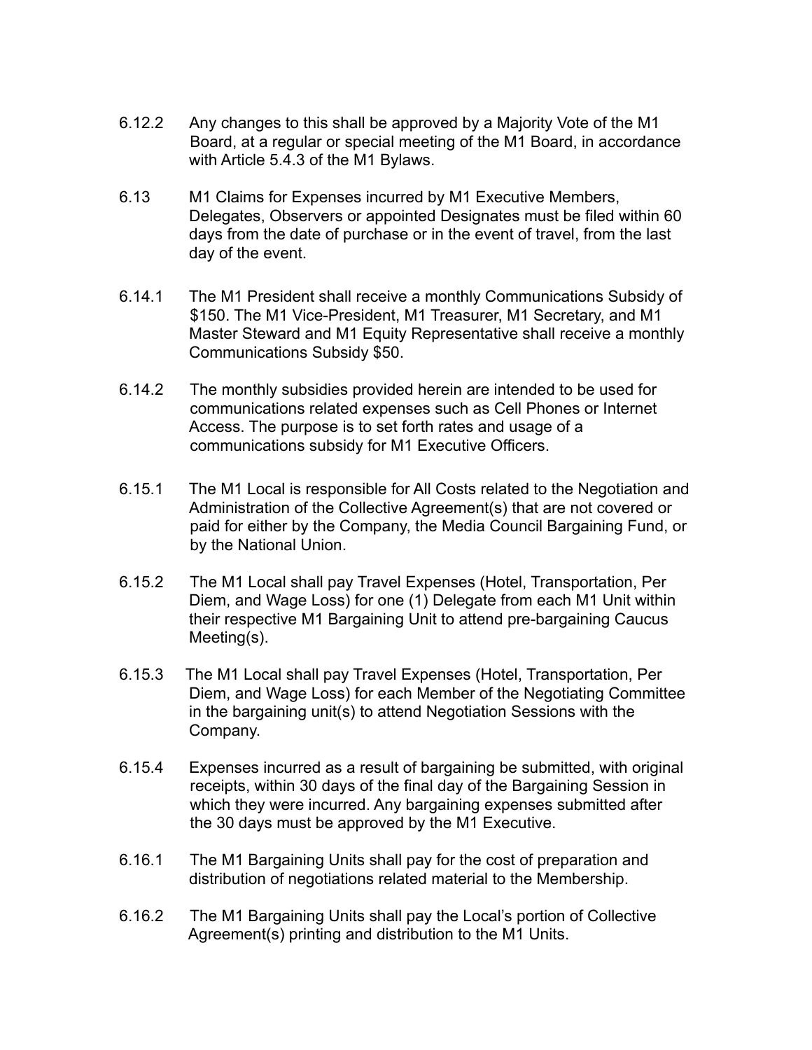6.12.2 Any changes to this shall be approved by a Majority Vote of the M1 Board, at a regular or special meeting of the M1 Board, in accordance with Article 5.4.3 of the M1 Bylaws.

6.13 M1 Claims for Expenses incurred by M1 Executive Members, Delegates, Observers or appointed Designates must be filed within 60 days from the date of purchase or in the event of travel, from the last day of the event.

6.14.1 The M1 President shall receive a monthly Communications Subsidy of $150. The M1 Vice-President, M1 Treasurer, M1 Secretary, and M1 Master Steward and M1 Equity Representative shall receive a monthly Communications Subsidy $50.

6.14.2 The monthly subsidies provided herein are intended to be used for communications related expenses such as Cell Phones or Internet Access. The purpose is to set forth rates and usage of a communications subsidy for M1 Executive Officers.

6.15.1 The M1 Local is responsible for All Costs related to the Negotiation and Administration of the Collective Agreement(s) that are not covered or paid for either by the Company, the Media Council Bargaining Fund, or by the National Union.

6.15.2 The M1 Local shall pay Travel Expenses (Hotel, Transportation, Per Diem, and Wage Loss) for one (1) Delegate from each M1 Unit within their respective M1 Bargaining Unit to attend pre-bargaining Caucus Meeting(s).

6.15.3 The M1 Local shall pay Travel Expenses (Hotel, Transportation, Per Diem, and Wage Loss) for each Member of the Negotiating Committee in the bargaining unit(s) to attend Negotiation Sessions with the Company.

6.15.4 Expenses incurred as a result of bargaining be submitted, with original receipts, within 30 days of the final day of the Bargaining Session in which they were incurred. Any bargaining expenses submitted after the 30 days must be approved by the M1 Executive.

6.16.1 The M1 Bargaining Units shall pay for the cost of preparation and distribution of negotiations related material to the Membership.

6.16.2 The M1 Bargaining Units shall pay the Local's portion of Collective Agreement(s) printing and distribution to the M1 Units.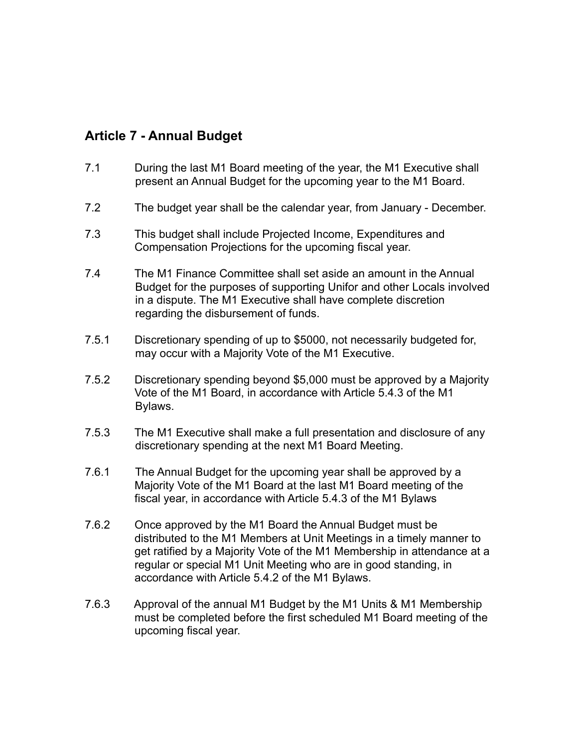## Article 7 - Annual Budget

7.1 During the last M1 Board meeting of the year, the M1 Executive shall present an Annual Budget for the upcoming year to the M1 Board.

7.2 The budget year shall be the calendar year, from January - December.

7.3 This budget shall include Projected Income, Expenditures and Compensation Projections for the upcoming fiscal year.

7.4 The M1 Finance Committee shall set aside an amount in the Annual Budget for the purposes of supporting Unifor and other Locals involved in a dispute. The M1 Executive shall have complete discretion regarding the disbursement of funds.

7.5.1 Discretionary spending of up to $5000, not necessarily budgeted for, may occur with a Majority Vote of the M1 Executive.

7.5.2 Discretionary spending beyond $5,000 must be approved by a Majority Vote of the M1 Board, in accordance with Article 5.4.3 of the M1 Bylaws.

7.5.3 The M1 Executive shall make a full presentation and disclosure of any discretionary spending at the next M1 Board Meeting.

7.6.1 The Annual Budget for the upcoming year shall be approved by a Majority Vote of the M1 Board at the last M1 Board meeting of the fiscal year, in accordance with Article 5.4.3 of the M1 Bylaws

7.6.2 Once approved by the M1 Board the Annual Budget must be distributed to the M1 Members at Unit Meetings in a timely manner to get ratified by a Majority Vote of the M1 Membership in attendance at a regular or special M1 Unit Meeting who are in good standing, in accordance with Article 5.4.2 of the M1 Bylaws.

7.6.3 Approval of the annual M1 Budget by the M1 Units & M1 Membership must be completed before the first scheduled M1 Board meeting of the upcoming fiscal year.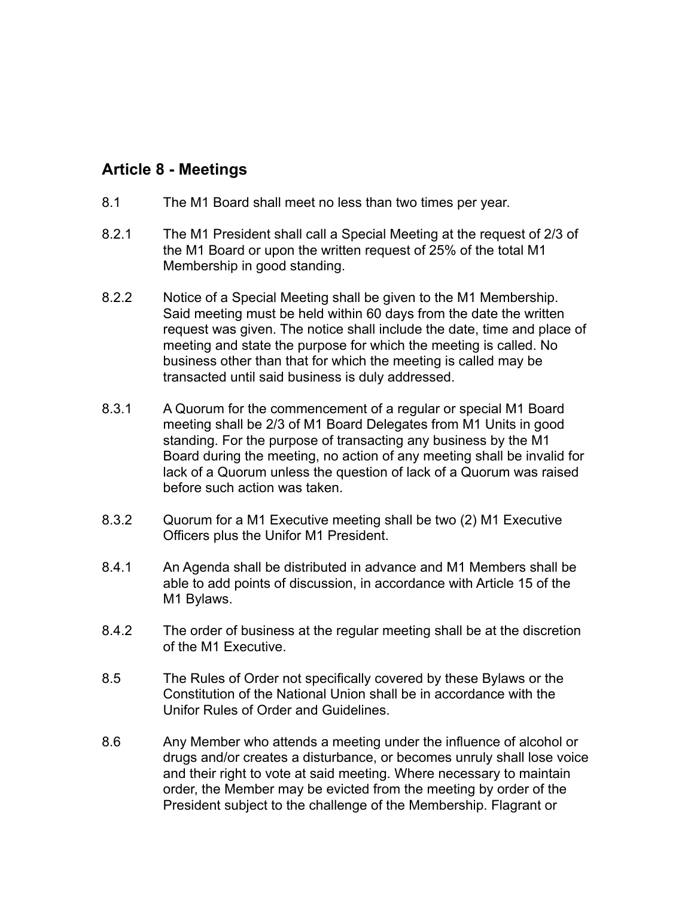## Article 8 - Meetings

8.1 The M1 Board shall meet no less than two times per year.

8.2.1 The M1 President shall call a Special Meeting at the request of 2/3 of the M1 Board or upon the written request of 25% of the total M1 Membership in good standing.

8.2.2 Notice of a Special Meeting shall be given to the M1 Membership. Said meeting must be held within 60 days from the date the written request was given. The notice shall include the date, time and place of meeting and state the purpose for which the meeting is called. No business other than that for which the meeting is called may be transacted until said business is duly addressed.

8.3.1 A Quorum for the commencement of a regular or special M1 Board meeting shall be 2/3 of M1 Board Delegates from M1 Units in good standing. For the purpose of transacting any business by the M1 Board during the meeting, no action of any meeting shall be invalid for lack of a Quorum unless the question of lack of a Quorum was raised before such action was taken.

8.3.2 Quorum for a M1 Executive meeting shall be two (2) M1 Executive Officers plus the Unifor M1 President.

8.4.1 An Agenda shall be distributed in advance and M1 Members shall be able to add points of discussion, in accordance with Article 15 of the M1 Bylaws.

8.4.2 The order of business at the regular meeting shall be at the discretion of the M1 Executive.

8.5 The Rules of Order not specifically covered by these Bylaws or the Constitution of the National Union shall be in accordance with the Unifor Rules of Order and Guidelines.

8.6 Any Member who attends a meeting under the influence of alcohol or drugs and/or creates a disturbance, or becomes unruly shall lose voice and their right to vote at said meeting. Where necessary to maintain order, the Member may be evicted from the meeting by order of the President subject to the challenge of the Membership. Flagrant or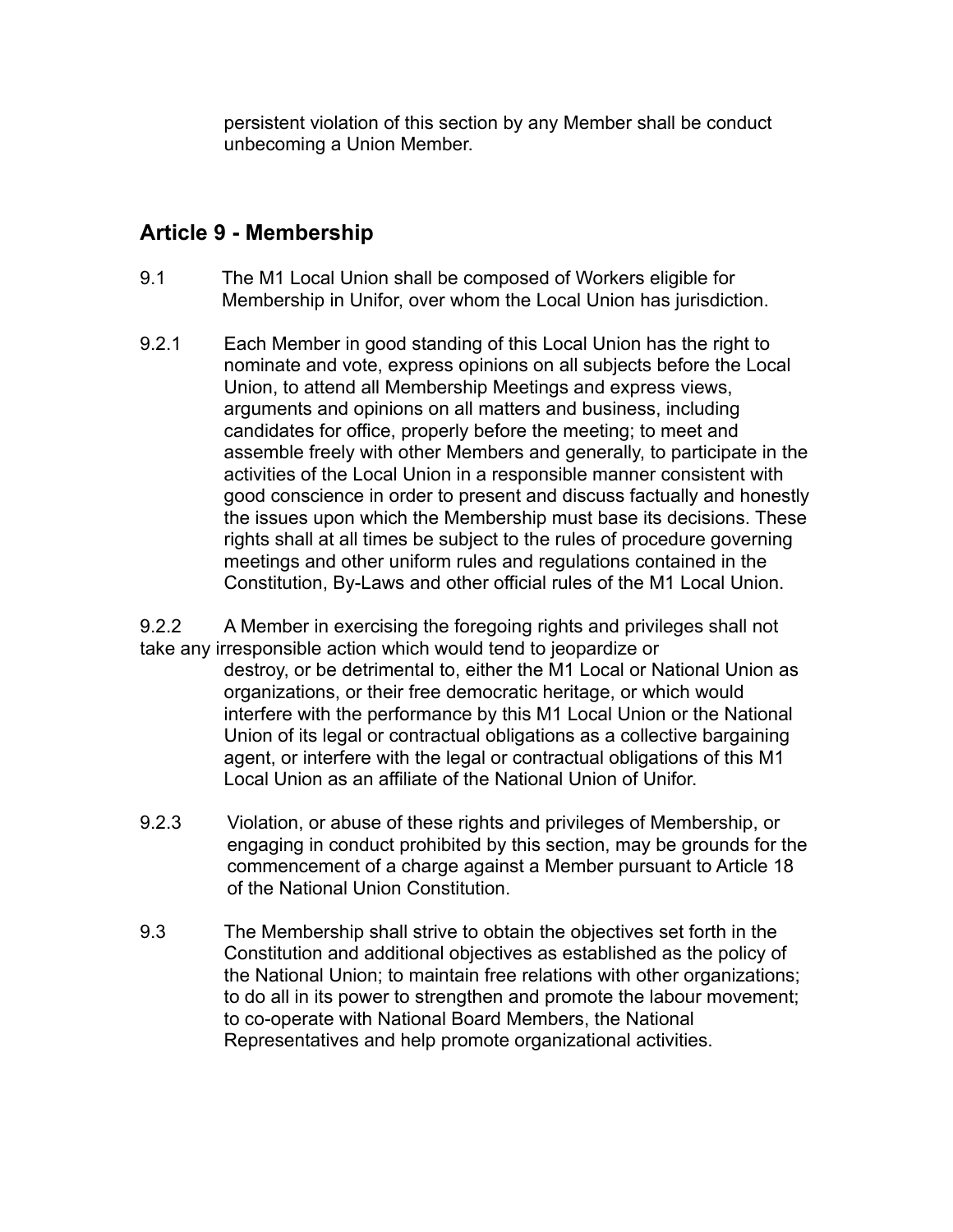persistent violation of this section by any Member shall be conduct unbecoming a Union Member.

## Article 9 - Membership

9.1 The M1 Local Union shall be composed of Workers eligible for Membership in Unifor, over whom the Local Union has jurisdiction.

9.2.1 Each Member in good standing of this Local Union has the right to nominate and vote, express opinions on all subjects before the Local Union, to attend all Membership Meetings and express views, arguments and opinions on all matters and business, including candidates for office, properly before the meeting; to meet and assemble freely with other Members and generally, to participate in the activities of the Local Union in a responsible manner consistent with good conscience in order to present and discuss factually and honestly the issues upon which the Membership must base its decisions. These rights shall at all times be subject to the rules of procedure governing meetings and other uniform rules and regulations contained in the Constitution, By-Laws and other official rules of the M1 Local Union.

9.2.2 A Member in exercising the foregoing rights and privileges shall not take any irresponsible action which would tend to jeopardize or destroy, or be detrimental to, either the M1 Local or National Union as organizations, or their free democratic heritage, or which would interfere with the performance by this M1 Local Union or the National Union of its legal or contractual obligations as a collective bargaining agent, or interfere with the legal or contractual obligations of this M1 Local Union as an affiliate of the National Union of Unifor.

9.2.3 Violation, or abuse of these rights and privileges of Membership, or engaging in conduct prohibited by this section, may be grounds for the commencement of a charge against a Member pursuant to Article 18 of the National Union Constitution.

9.3 The Membership shall strive to obtain the objectives set forth in the Constitution and additional objectives as established as the policy of the National Union; to maintain free relations with other organizations; to do all in its power to strengthen and promote the labour movement; to co-operate with National Board Members, the National Representatives and help promote organizational activities.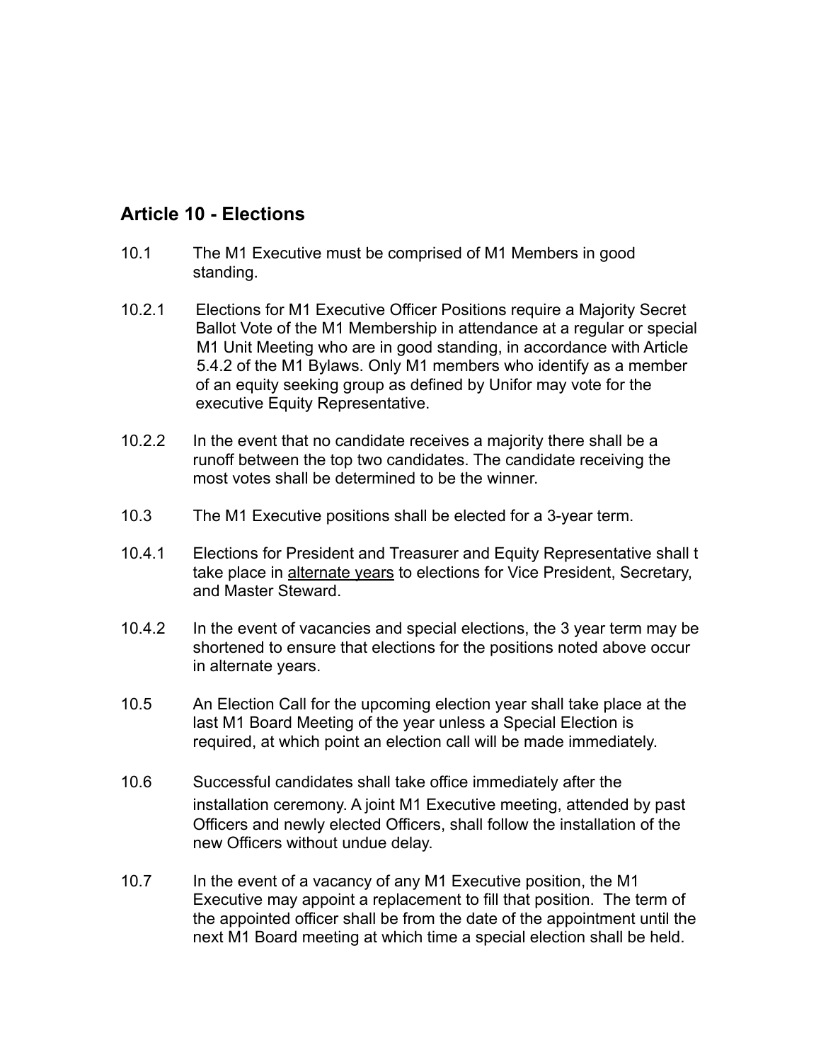## Article 10 - Elections

10.1 The M1 Executive must be comprised of M1 Members in good standing.

10.2.1 Elections for M1 Executive Officer Positions require a Majority Secret Ballot Vote of the M1 Membership in attendance at a regular or special M1 Unit Meeting who are in good standing, in accordance with Article 5.4.2 of the M1 Bylaws. Only M1 members who identify as a member of an equity seeking group as defined by Unifor may vote for the executive Equity Representative.

10.2.2 In the event that no candidate receives a majority there shall be a runoff between the top two candidates. The candidate receiving the most votes shall be determined to be the winner.

10.3 The M1 Executive positions shall be elected for a 3-year term.

10.4.1 Elections for President and Treasurer and Equity Representative shall t take place in <u>alternate years</u> to elections for Vice President, Secretary, and Master Steward.

10.4.2 In the event of vacancies and special elections, the 3 year term may be shortened to ensure that elections for the positions noted above occur in alternate years.

10.5 An Election Call for the upcoming election year shall take place at the last M1 Board Meeting of the year unless a Special Election is required, at which point an election call will be made immediately.

10.6 Successful candidates shall take office immediately after the installation ceremony. A joint M1 Executive meeting, attended by past Officers and newly elected Officers, shall follow the installation of the new Officers without undue delay.

10.7 In the event of a vacancy of any M1 Executive position, the M1 Executive may appoint a replacement to fill that position. The term of the appointed officer shall be from the date of the appointment until the next M1 Board meeting at which time a special election shall be held.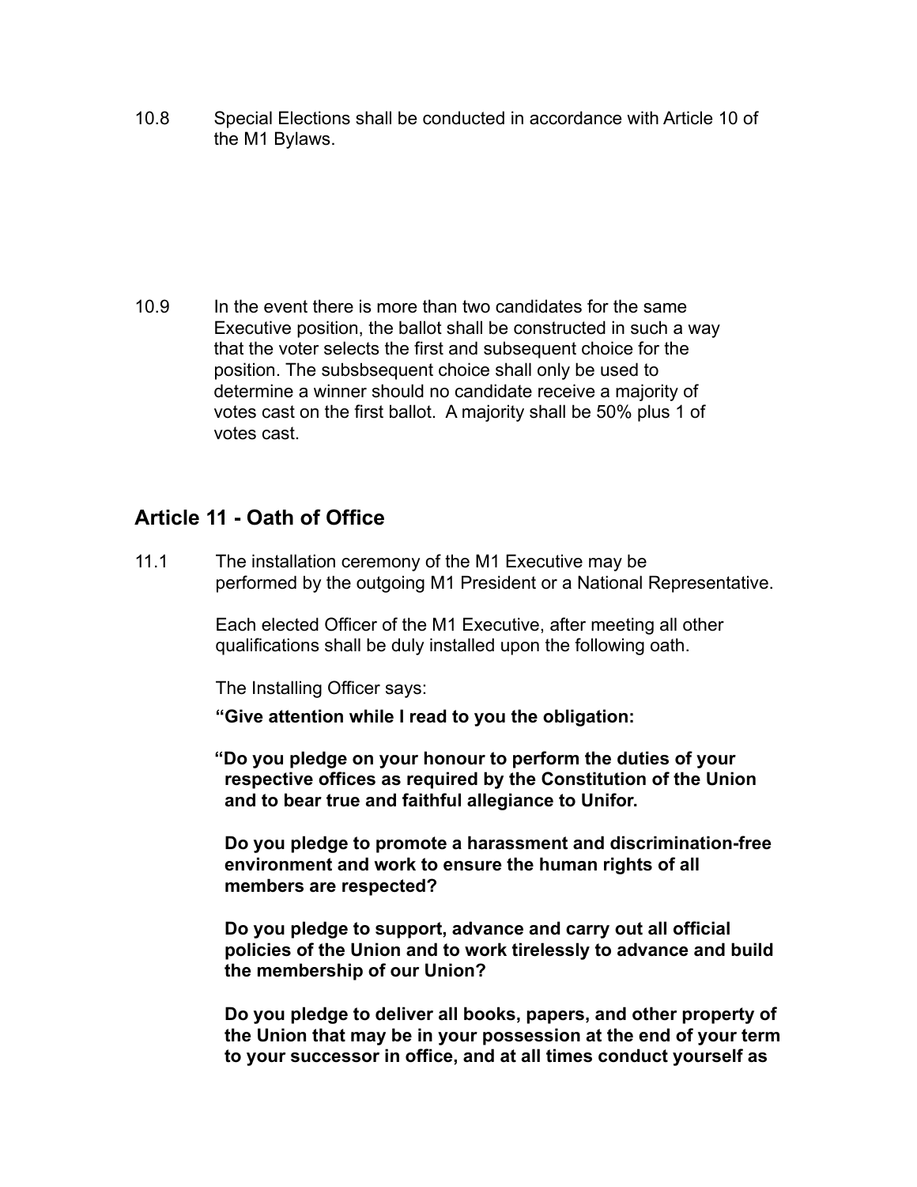10.8 Special Elections shall be conducted in accordance with Article 10 of the M1 Bylaws.

10.9 In the event there is more than two candidates for the same Executive position, the ballot shall be constructed in such a way that the voter selects the first and subsequent choice for the position. The subsbsequent choice shall only be used to determine a winner should no candidate receive a majority of votes cast on the first ballot. A majority shall be 50% plus 1 of votes cast.

## Article 11 - Oath of Office

11.1 The installation ceremony of the M1 Executive may be performed by the outgoing M1 President or a National Representative.

Each elected Officer of the M1 Executive, after meeting all other qualifications shall be duly installed upon the following oath.

The Installing Officer says:

**"Give attention while I read to you the obligation:**

**"Do you pledge on your honour to perform the duties of your respective offices as required by the Constitution of the Union and to bear true and faithful allegiance to Unifor.**

**Do you pledge to promote a harassment and discrimination-free environment and work to ensure the human rights of all members are respected?**

**Do you pledge to support, advance and carry out all official policies of the Union and to work tirelessly to advance and build the membership of our Union?**

**Do you pledge to deliver all books, papers, and other property of the Union that may be in your possession at the end of your term to your successor in office, and at all times conduct yourself as**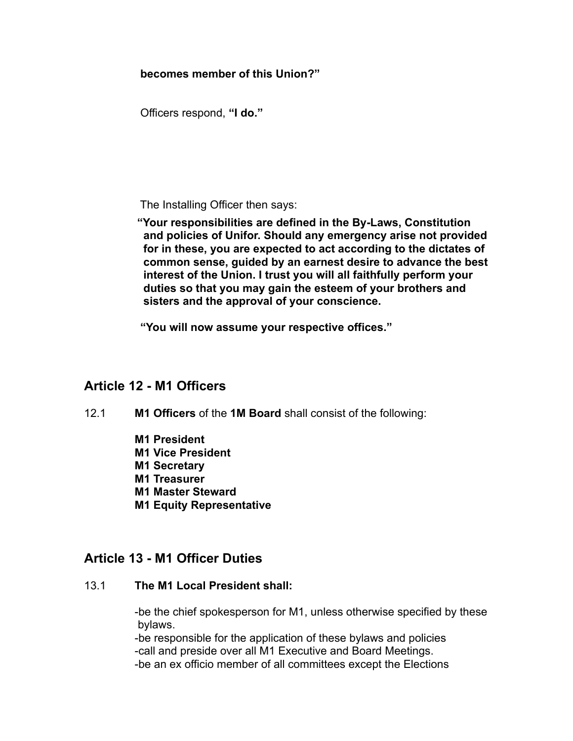**becomes member of this Union?"**

Officers respond, **"I do."**

The Installing Officer then says:

**"Your responsibilities are defined in the By-Laws, Constitution and policies of Unifor. Should any emergency arise not provided for in these, you are expected to act according to the dictates of common sense, guided by an earnest desire to advance the best interest of the Union. I trust you will all faithfully perform your duties so that you may gain the esteem of your brothers and sisters and the approval of your conscience.**

**"You will now assume your respective offices."**

## Article 12 - M1 Officers

12.1 **M1 Officers** of the **1M Board** shall consist of the following:

**M1 President**
**M1 Vice President**
**M1 Secretary**
**M1 Treasurer**
**M1 Master Steward**
**M1 Equity Representative**

## Article 13 - M1 Officer Duties

13.1 **The M1 Local President shall:**

-be the chief spokesperson for M1, unless otherwise specified by these bylaws.
-be responsible for the application of these bylaws and policies
-call and preside over all M1 Executive and Board Meetings.
-be an ex officio member of all committees except the Elections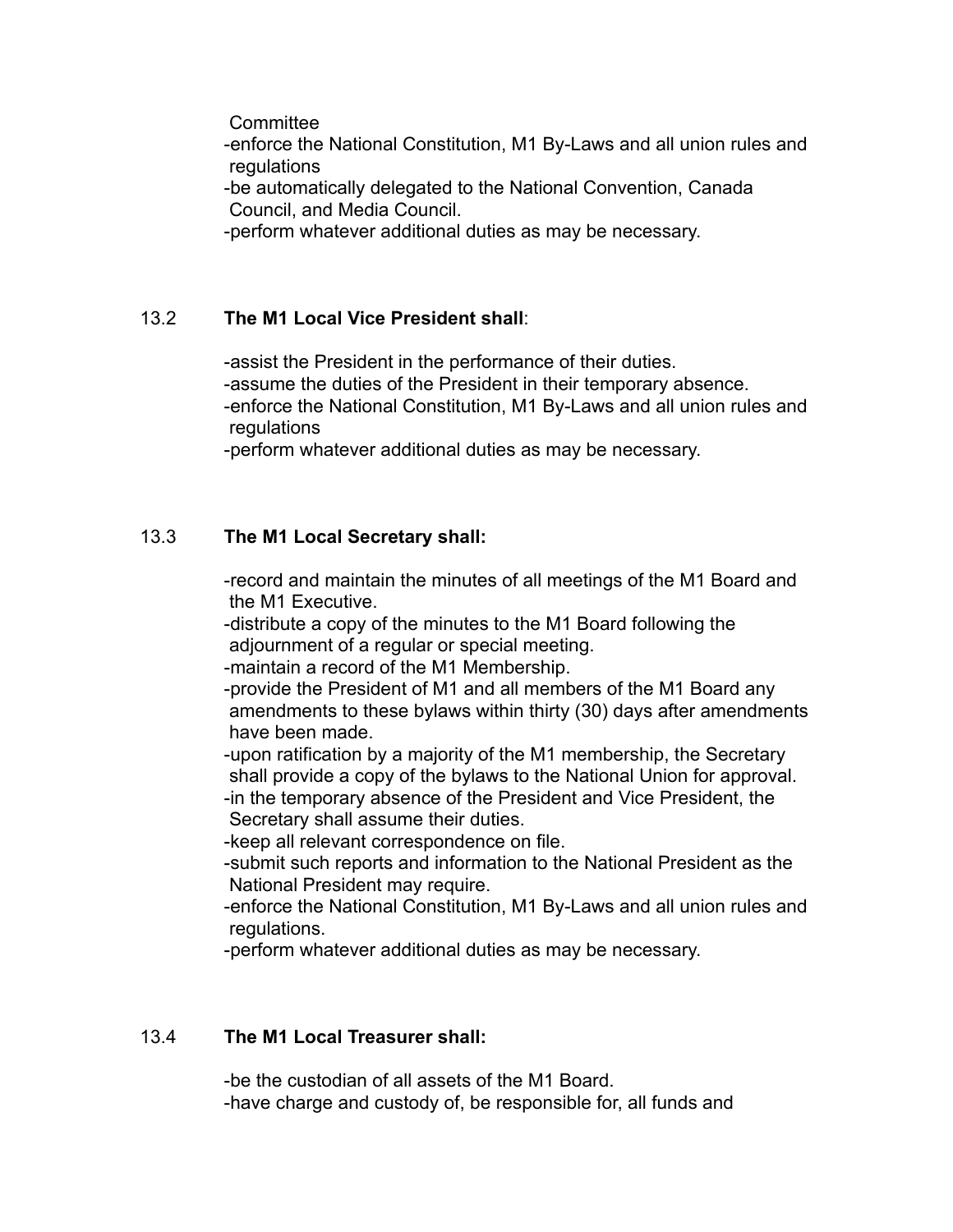Committee
-enforce the National Constitution, M1 By-Laws and all union rules and regulations
-be automatically delegated to the National Convention, Canada Council, and Media Council.
-perform whatever additional duties as may be necessary.

13.2 **The M1 Local Vice President shall**:

-assist the President in the performance of their duties.
-assume the duties of the President in their temporary absence.
-enforce the National Constitution, M1 By-Laws and all union rules and regulations
-perform whatever additional duties as may be necessary.

13.3 **The M1 Local Secretary shall:**

-record and maintain the minutes of all meetings of the M1 Board and the M1 Executive.
-distribute a copy of the minutes to the M1 Board following the adjournment of a regular or special meeting.
-maintain a record of the M1 Membership.
-provide the President of M1 and all members of the M1 Board any amendments to these bylaws within thirty (30) days after amendments have been made.
-upon ratification by a majority of the M1 membership, the Secretary shall provide a copy of the bylaws to the National Union for approval.
-in the temporary absence of the President and Vice President, the Secretary shall assume their duties.
-keep all relevant correspondence on file.
-submit such reports and information to the National President as the National President may require.
-enforce the National Constitution, M1 By-Laws and all union rules and regulations.
-perform whatever additional duties as may be necessary.

13.4 **The M1 Local Treasurer shall:**

-be the custodian of all assets of the M1 Board.
-have charge and custody of, be responsible for, all funds and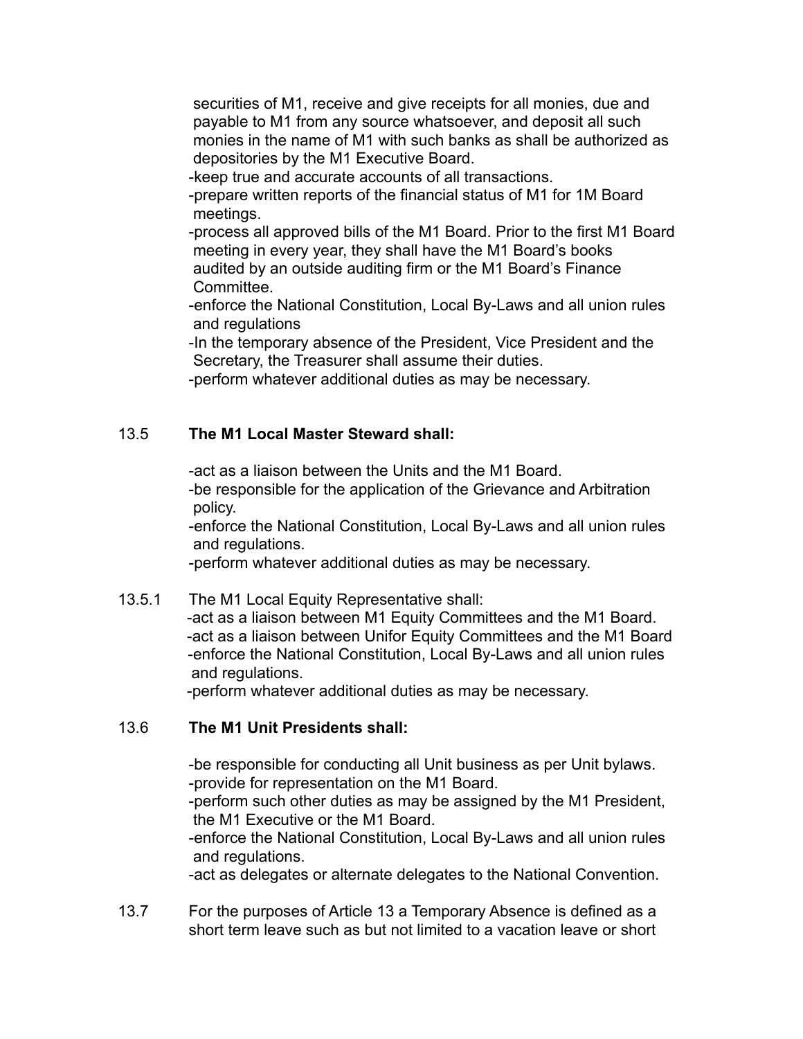securities of M1, receive and give receipts for all monies, due and payable to M1 from any source whatsoever, and deposit all such monies in the name of M1 with such banks as shall be authorized as depositories by the M1 Executive Board.
-keep true and accurate accounts of all transactions.
-prepare written reports of the financial status of M1 for 1M Board meetings.
-process all approved bills of the M1 Board. Prior to the first M1 Board meeting in every year, they shall have the M1 Board's books audited by an outside auditing firm or the M1 Board's Finance Committee.
-enforce the National Constitution, Local By-Laws and all union rules and regulations
-In the temporary absence of the President, Vice President and the Secretary, the Treasurer shall assume their duties.
-perform whatever additional duties as may be necessary.

13.5 **The M1 Local Master Steward shall:**

-act as a liaison between the Units and the M1 Board.
-be responsible for the application of the Grievance and Arbitration policy.
-enforce the National Constitution, Local By-Laws and all union rules and regulations.
-perform whatever additional duties as may be necessary.

13.5.1 The M1 Local Equity Representative shall:
-act as a liaison between M1 Equity Committees and the M1 Board.
-act as a liaison between Unifor Equity Committees and the M1 Board
-enforce the National Constitution, Local By-Laws and all union rules and regulations.
-perform whatever additional duties as may be necessary.

13.6 **The M1 Unit Presidents shall:**

-be responsible for conducting all Unit business as per Unit bylaws.
-provide for representation on the M1 Board.
-perform such other duties as may be assigned by the M1 President, the M1 Executive or the M1 Board.
-enforce the National Constitution, Local By-Laws and all union rules and regulations.
-act as delegates or alternate delegates to the National Convention.

13.7 For the purposes of Article 13 a Temporary Absence is defined as a short term leave such as but not limited to a vacation leave or short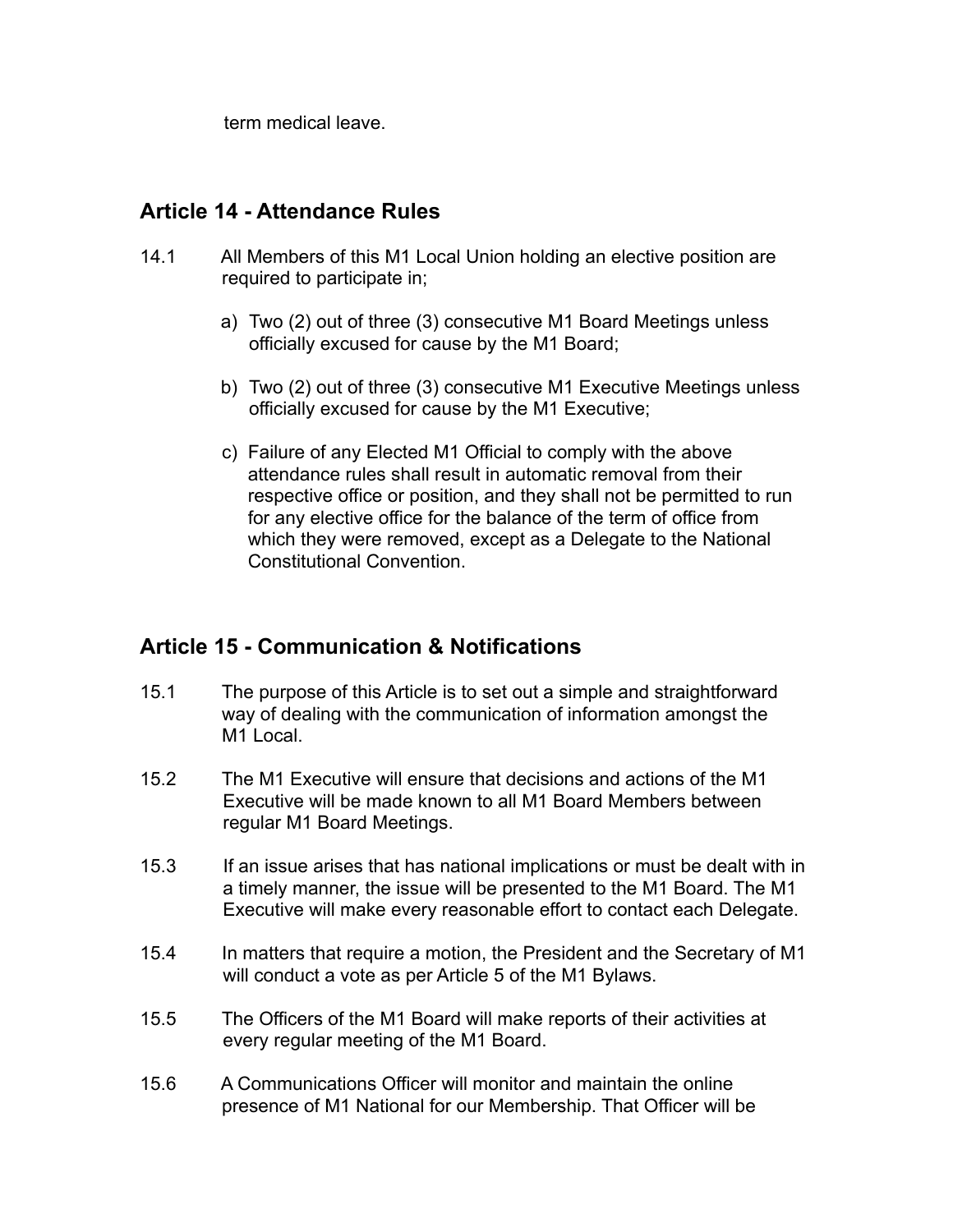term medical leave.

## Article 14 - Attendance Rules

14.1 All Members of this M1 Local Union holding an elective position are required to participate in;

a) Two (2) out of three (3) consecutive M1 Board Meetings unless officially excused for cause by the M1 Board;

b) Two (2) out of three (3) consecutive M1 Executive Meetings unless officially excused for cause by the M1 Executive;

c) Failure of any Elected M1 Official to comply with the above attendance rules shall result in automatic removal from their respective office or position, and they shall not be permitted to run for any elective office for the balance of the term of office from which they were removed, except as a Delegate to the National Constitutional Convention.

## Article 15 - Communication & Notifications

15.1 The purpose of this Article is to set out a simple and straightforward way of dealing with the communication of information amongst the M1 Local.

15.2 The M1 Executive will ensure that decisions and actions of the M1 Executive will be made known to all M1 Board Members between regular M1 Board Meetings.

15.3 If an issue arises that has national implications or must be dealt with in a timely manner, the issue will be presented to the M1 Board. The M1 Executive will make every reasonable effort to contact each Delegate.

15.4 In matters that require a motion, the President and the Secretary of M1 will conduct a vote as per Article 5 of the M1 Bylaws.

15.5 The Officers of the M1 Board will make reports of their activities at every regular meeting of the M1 Board.

15.6 A Communications Officer will monitor and maintain the online presence of M1 National for our Membership. That Officer will be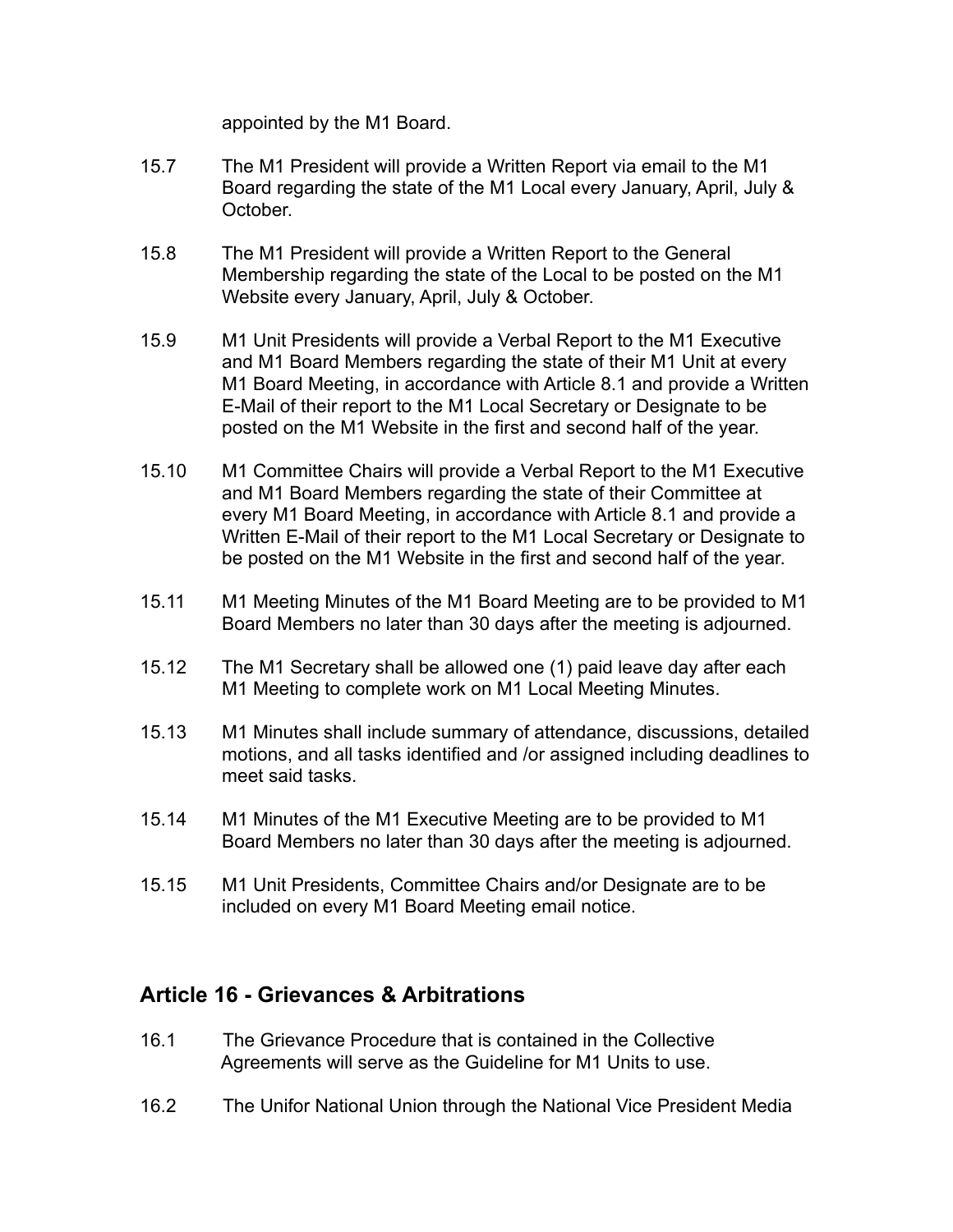appointed by the M1 Board.

15.7 The M1 President will provide a Written Report via email to the M1 Board regarding the state of the M1 Local every January, April, July & October.

15.8 The M1 President will provide a Written Report to the General Membership regarding the state of the Local to be posted on the M1 Website every January, April, July & October.

15.9 M1 Unit Presidents will provide a Verbal Report to the M1 Executive and M1 Board Members regarding the state of their M1 Unit at every M1 Board Meeting, in accordance with Article 8.1 and provide a Written E-Mail of their report to the M1 Local Secretary or Designate to be posted on the M1 Website in the first and second half of the year.

15.10 M1 Committee Chairs will provide a Verbal Report to the M1 Executive and M1 Board Members regarding the state of their Committee at every M1 Board Meeting, in accordance with Article 8.1 and provide a Written E-Mail of their report to the M1 Local Secretary or Designate to be posted on the M1 Website in the first and second half of the year.

15.11 M1 Meeting Minutes of the M1 Board Meeting are to be provided to M1 Board Members no later than 30 days after the meeting is adjourned.

15.12 The M1 Secretary shall be allowed one (1) paid leave day after each M1 Meeting to complete work on M1 Local Meeting Minutes.

15.13 M1 Minutes shall include summary of attendance, discussions, detailed motions, and all tasks identified and /or assigned including deadlines to meet said tasks.

15.14 M1 Minutes of the M1 Executive Meeting are to be provided to M1 Board Members no later than 30 days after the meeting is adjourned.

15.15 M1 Unit Presidents, Committee Chairs and/or Designate are to be included on every M1 Board Meeting email notice.

## Article 16 - Grievances & Arbitrations

16.1 The Grievance Procedure that is contained in the Collective Agreements will serve as the Guideline for M1 Units to use.

16.2 The Unifor National Union through the National Vice President Media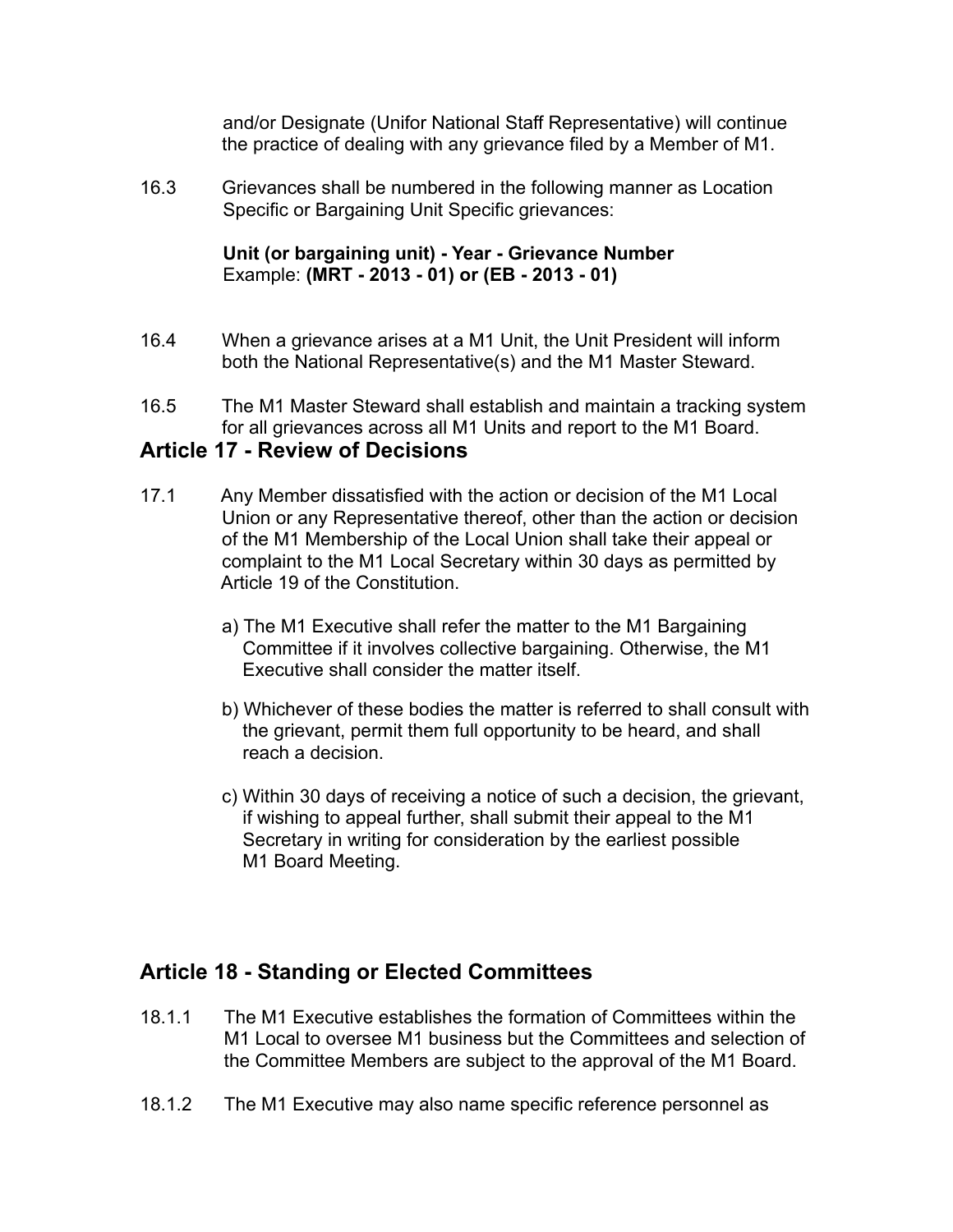and/or Designate (Unifor National Staff Representative) will continue the practice of dealing with any grievance filed by a Member of M1.

16.3 Grievances shall be numbered in the following manner as Location Specific or Bargaining Unit Specific grievances:

**Unit (or bargaining unit) - Year - Grievance Number**
Example: **(MRT - 2013 - 01) or (EB - 2013 - 01)**

16.4 When a grievance arises at a M1 Unit, the Unit President will inform both the National Representative(s) and the M1 Master Steward.

16.5 The M1 Master Steward shall establish and maintain a tracking system for all grievances across all M1 Units and report to the M1 Board.

## Article 17 - Review of Decisions

17.1 Any Member dissatisfied with the action or decision of the M1 Local Union or any Representative thereof, other than the action or decision of the M1 Membership of the Local Union shall take their appeal or complaint to the M1 Local Secretary within 30 days as permitted by Article 19 of the Constitution.

a) The M1 Executive shall refer the matter to the M1 Bargaining Committee if it involves collective bargaining. Otherwise, the M1 Executive shall consider the matter itself.

b) Whichever of these bodies the matter is referred to shall consult with the grievant, permit them full opportunity to be heard, and shall reach a decision.

c) Within 30 days of receiving a notice of such a decision, the grievant, if wishing to appeal further, shall submit their appeal to the M1 Secretary in writing for consideration by the earliest possible M1 Board Meeting.

## Article 18 - Standing or Elected Committees

18.1.1 The M1 Executive establishes the formation of Committees within the M1 Local to oversee M1 business but the Committees and selection of the Committee Members are subject to the approval of the M1 Board.

18.1.2 The M1 Executive may also name specific reference personnel as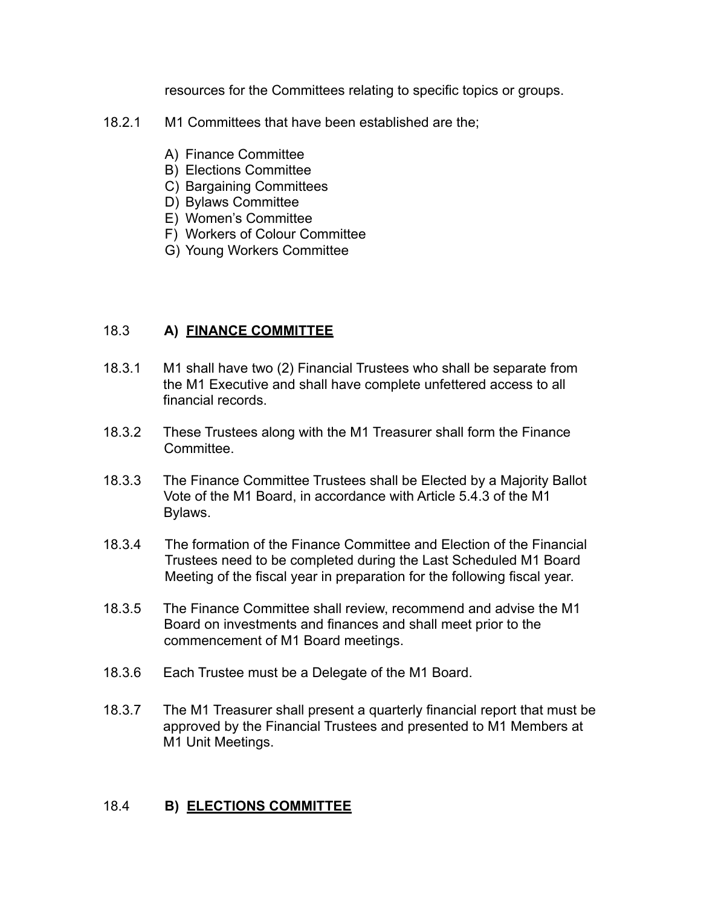resources for the Committees relating to specific topics or groups.

18.2.1 M1 Committees that have been established are the;

A) Finance Committee
B) Elections Committee
C) Bargaining Committees
D) Bylaws Committee
E) Women's Committee
F) Workers of Colour Committee
G) Young Workers Committee

## 18.3 **A) <u>FINANCE COMMITTEE</u>**

18.3.1 M1 shall have two (2) Financial Trustees who shall be separate from the M1 Executive and shall have complete unfettered access to all financial records.

18.3.2 These Trustees along with the M1 Treasurer shall form the Finance Committee.

18.3.3 The Finance Committee Trustees shall be Elected by a Majority Ballot Vote of the M1 Board, in accordance with Article 5.4.3 of the M1 Bylaws.

18.3.4 The formation of the Finance Committee and Election of the Financial Trustees need to be completed during the Last Scheduled M1 Board Meeting of the fiscal year in preparation for the following fiscal year.

18.3.5 The Finance Committee shall review, recommend and advise the M1 Board on investments and finances and shall meet prior to the commencement of M1 Board meetings.

18.3.6 Each Trustee must be a Delegate of the M1 Board.

18.3.7 The M1 Treasurer shall present a quarterly financial report that must be approved by the Financial Trustees and presented to M1 Members at M1 Unit Meetings.

## 18.4 **B) <u>ELECTIONS COMMITTEE</u>**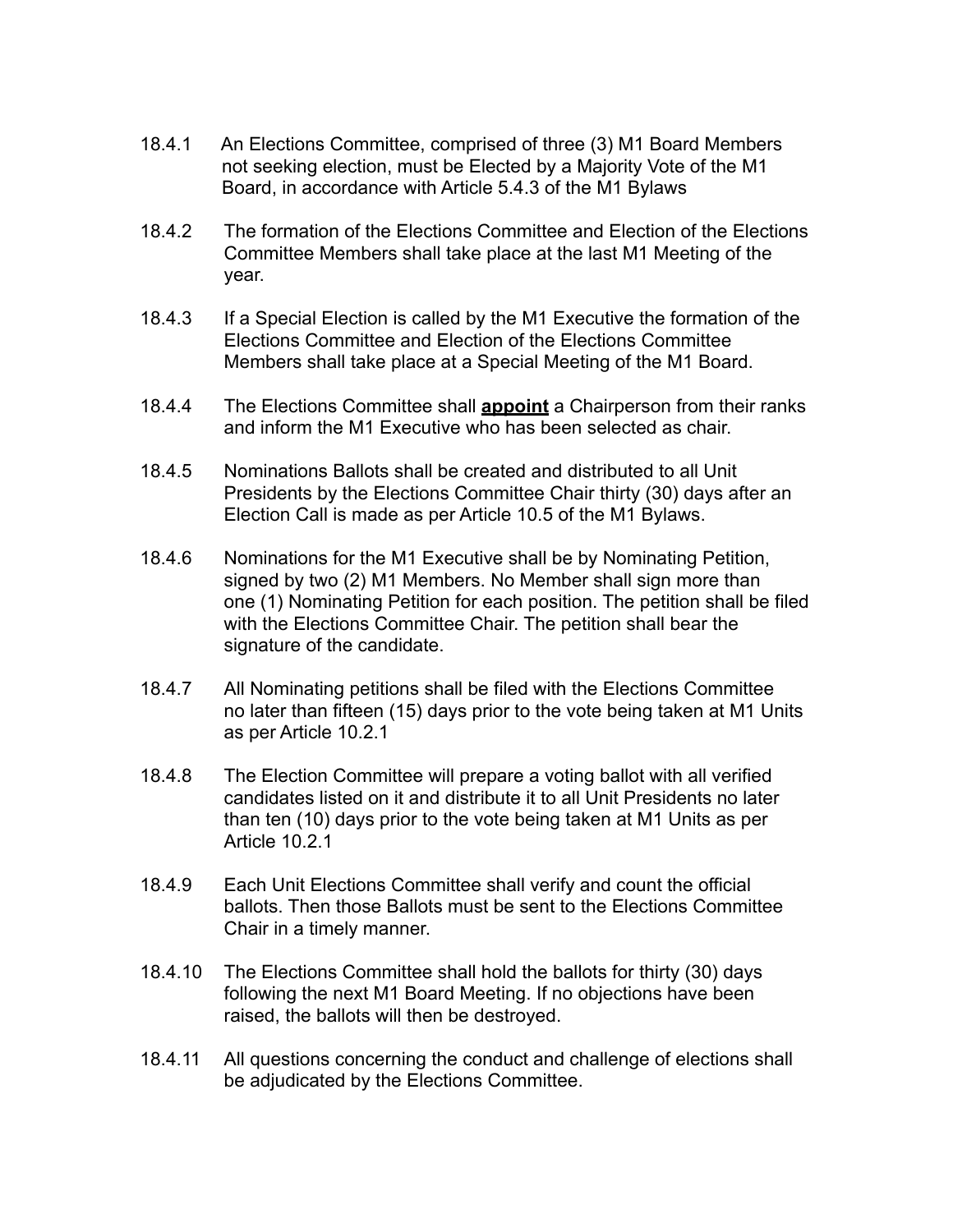18.4.1 An Elections Committee, comprised of three (3) M1 Board Members not seeking election, must be Elected by a Majority Vote of the M1 Board, in accordance with Article 5.4.3 of the M1 Bylaws

18.4.2 The formation of the Elections Committee and Election of the Elections Committee Members shall take place at the last M1 Meeting of the year.

18.4.3 If a Special Election is called by the M1 Executive the formation of the Elections Committee and Election of the Elections Committee Members shall take place at a Special Meeting of the M1 Board.

18.4.4 The Elections Committee shall **<u>appoint</u>** a Chairperson from their ranks and inform the M1 Executive who has been selected as chair.

18.4.5 Nominations Ballots shall be created and distributed to all Unit Presidents by the Elections Committee Chair thirty (30) days after an Election Call is made as per Article 10.5 of the M1 Bylaws.

18.4.6 Nominations for the M1 Executive shall be by Nominating Petition, signed by two (2) M1 Members. No Member shall sign more than one (1) Nominating Petition for each position. The petition shall be filed with the Elections Committee Chair. The petition shall bear the signature of the candidate.

18.4.7 All Nominating petitions shall be filed with the Elections Committee no later than fifteen (15) days prior to the vote being taken at M1 Units as per Article 10.2.1

18.4.8 The Election Committee will prepare a voting ballot with all verified candidates listed on it and distribute it to all Unit Presidents no later than ten (10) days prior to the vote being taken at M1 Units as per Article 10.2.1

18.4.9 Each Unit Elections Committee shall verify and count the official ballots. Then those Ballots must be sent to the Elections Committee Chair in a timely manner.

18.4.10 The Elections Committee shall hold the ballots for thirty (30) days following the next M1 Board Meeting. If no objections have been raised, the ballots will then be destroyed.

18.4.11 All questions concerning the conduct and challenge of elections shall be adjudicated by the Elections Committee.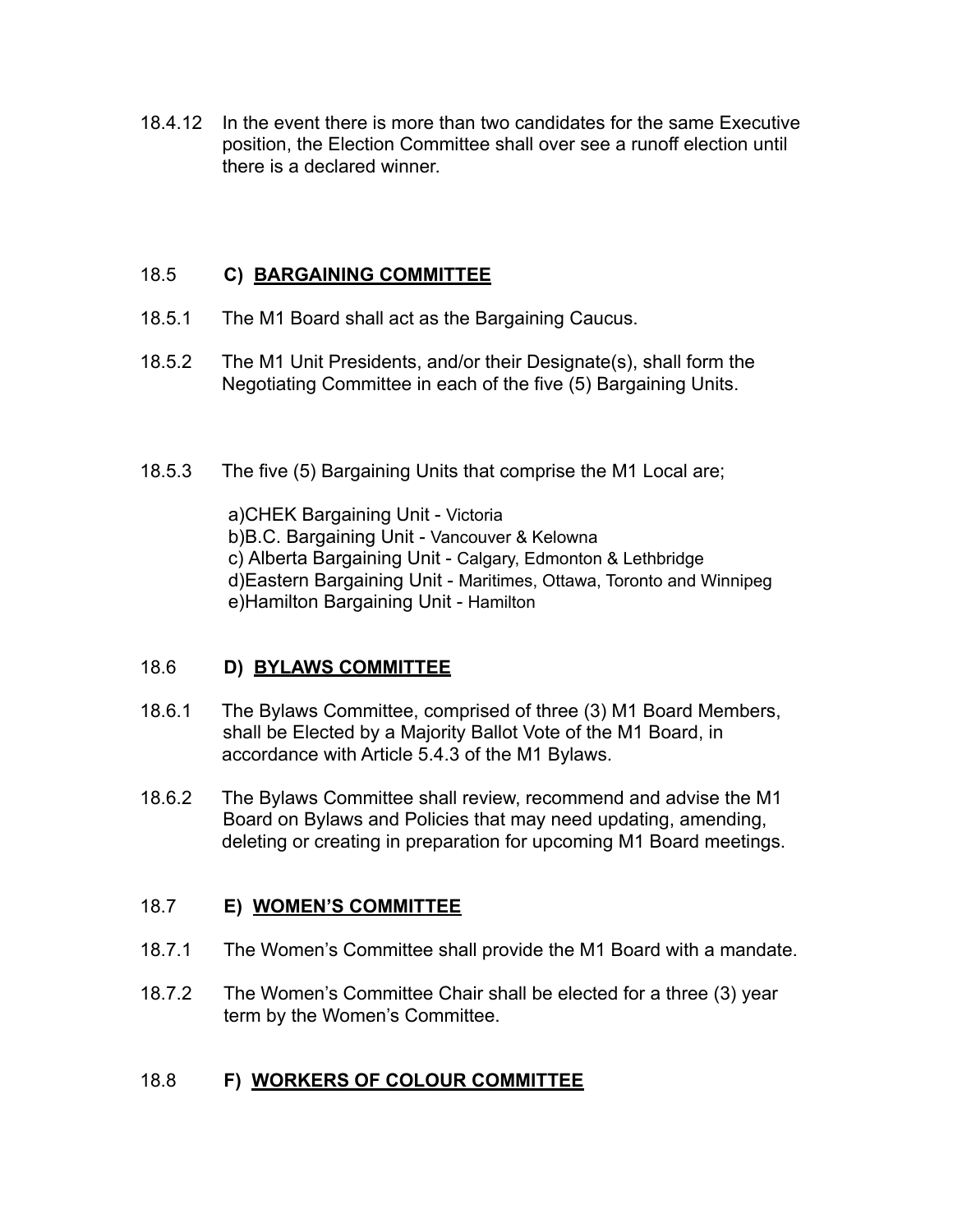18.4.12 In the event there is more than two candidates for the same Executive position, the Election Committee shall over see a runoff election until there is a declared winner.

## 18.5 **C) <u>BARGAINING COMMITTEE</u>**

18.5.1 The M1 Board shall act as the Bargaining Caucus.

18.5.2 The M1 Unit Presidents, and/or their Designate(s), shall form the Negotiating Committee in each of the five (5) Bargaining Units.

18.5.3 The five (5) Bargaining Units that comprise the M1 Local are;

a)CHEK Bargaining Unit - Victoria
b)B.C. Bargaining Unit - Vancouver & Kelowna
c) Alberta Bargaining Unit - Calgary, Edmonton & Lethbridge
d)Eastern Bargaining Unit - Maritimes, Ottawa, Toronto and Winnipeg
e)Hamilton Bargaining Unit - Hamilton

## 18.6 **D) <u>BYLAWS COMMITTEE</u>**

18.6.1 The Bylaws Committee, comprised of three (3) M1 Board Members, shall be Elected by a Majority Ballot Vote of the M1 Board, in accordance with Article 5.4.3 of the M1 Bylaws.

18.6.2 The Bylaws Committee shall review, recommend and advise the M1 Board on Bylaws and Policies that may need updating, amending, deleting or creating in preparation for upcoming M1 Board meetings.

## 18.7 **E) <u>WOMEN'S COMMITTEE</u>**

18.7.1 The Women's Committee shall provide the M1 Board with a mandate.

18.7.2 The Women's Committee Chair shall be elected for a three (3) year term by the Women's Committee.

## 18.8 **F) <u>WORKERS OF COLOUR COMMITTEE</u>**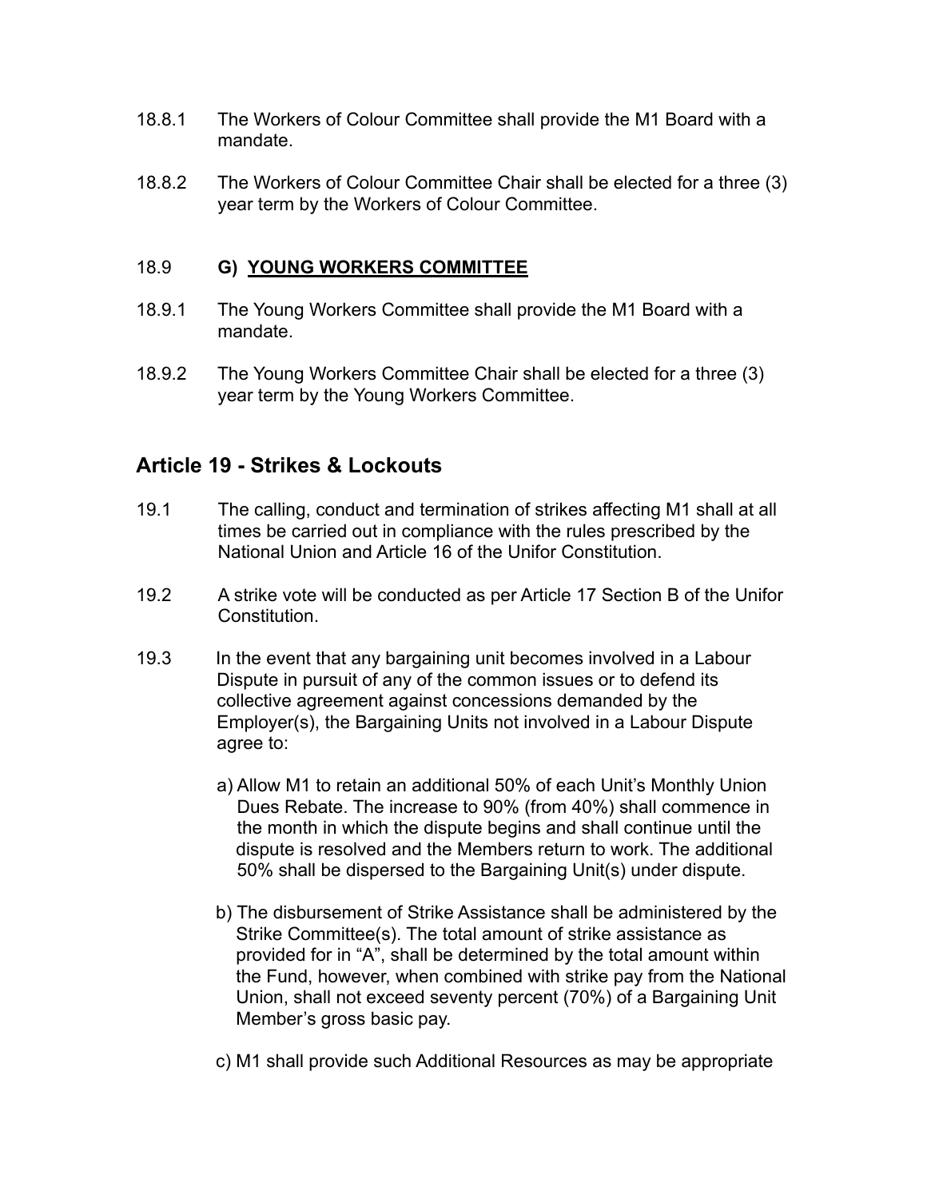18.8.1 The Workers of Colour Committee shall provide the M1 Board with a mandate.

18.8.2 The Workers of Colour Committee Chair shall be elected for a three (3) year term by the Workers of Colour Committee.

18.9 **G) <u>YOUNG WORKERS COMMITTEE</u>**

18.9.1 The Young Workers Committee shall provide the M1 Board with a mandate.

18.9.2 The Young Workers Committee Chair shall be elected for a three (3) year term by the Young Workers Committee.

## Article 19 - Strikes & Lockouts

19.1 The calling, conduct and termination of strikes affecting M1 shall at all times be carried out in compliance with the rules prescribed by the National Union and Article 16 of the Unifor Constitution.

19.2 A strike vote will be conducted as per Article 17 Section B of the Unifor Constitution.

19.3 In the event that any bargaining unit becomes involved in a Labour Dispute in pursuit of any of the common issues or to defend its collective agreement against concessions demanded by the Employer(s), the Bargaining Units not involved in a Labour Dispute agree to:

a) Allow M1 to retain an additional 50% of each Unit's Monthly Union Dues Rebate. The increase to 90% (from 40%) shall commence in the month in which the dispute begins and shall continue until the dispute is resolved and the Members return to work. The additional 50% shall be dispersed to the Bargaining Unit(s) under dispute.

b) The disbursement of Strike Assistance shall be administered by the Strike Committee(s). The total amount of strike assistance as provided for in "A", shall be determined by the total amount within the Fund, however, when combined with strike pay from the National Union, shall not exceed seventy percent (70%) of a Bargaining Unit Member's gross basic pay.

c) M1 shall provide such Additional Resources as may be appropriate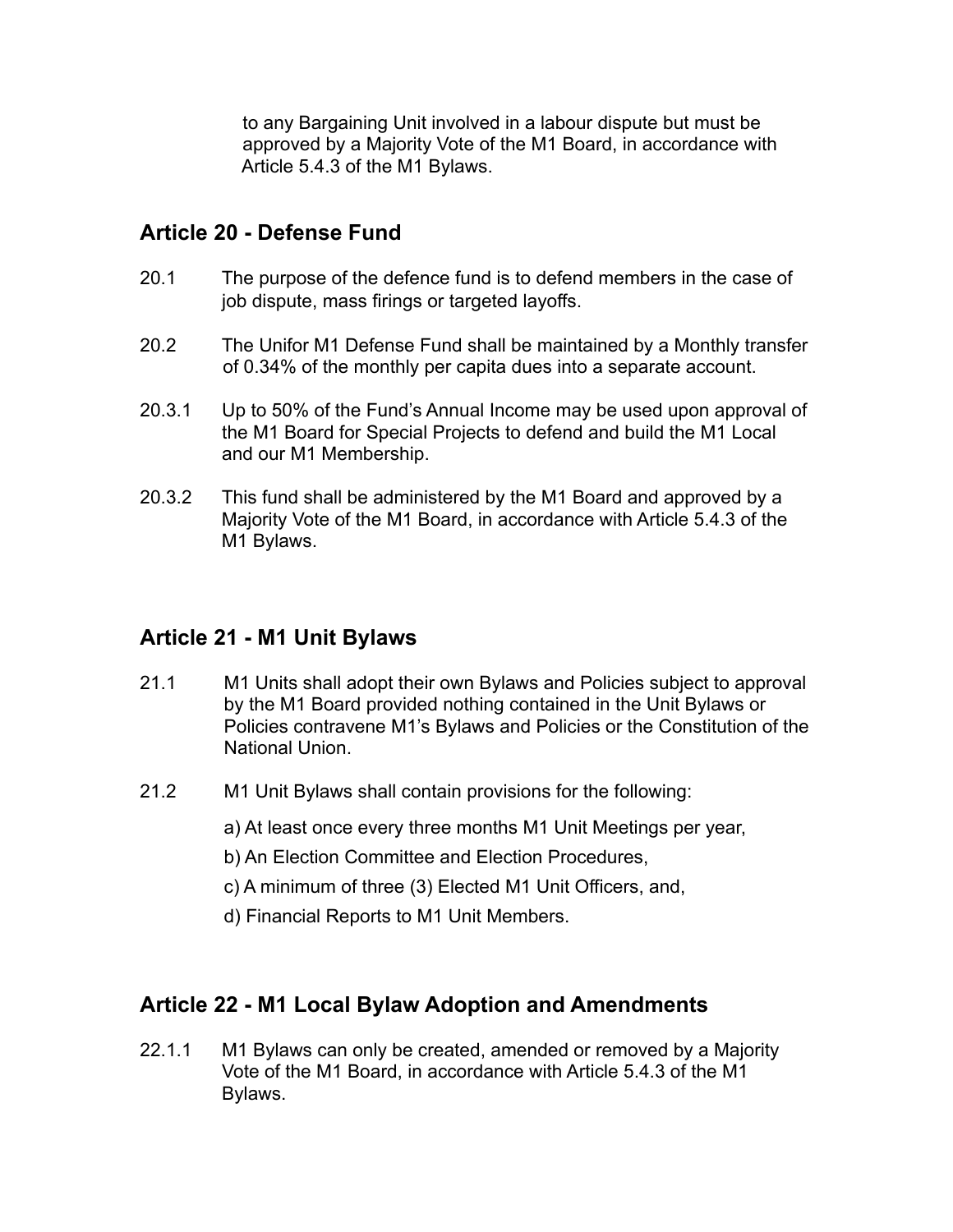to any Bargaining Unit involved in a labour dispute but must be approved by a Majority Vote of the M1 Board, in accordance with Article 5.4.3 of the M1 Bylaws.

## Article 20 - Defense Fund

20.1 The purpose of the defence fund is to defend members in the case of job dispute, mass firings or targeted layoffs.

20.2 The Unifor M1 Defense Fund shall be maintained by a Monthly transfer of 0.34% of the monthly per capita dues into a separate account.

20.3.1 Up to 50% of the Fund's Annual Income may be used upon approval of the M1 Board for Special Projects to defend and build the M1 Local and our M1 Membership.

20.3.2 This fund shall be administered by the M1 Board and approved by a Majority Vote of the M1 Board, in accordance with Article 5.4.3 of the M1 Bylaws.

## Article 21 - M1 Unit Bylaws

21.1 M1 Units shall adopt their own Bylaws and Policies subject to approval by the M1 Board provided nothing contained in the Unit Bylaws or Policies contravene M1's Bylaws and Policies or the Constitution of the National Union.

21.2 M1 Unit Bylaws shall contain provisions for the following:

a) At least once every three months M1 Unit Meetings per year,

b) An Election Committee and Election Procedures,

c) A minimum of three (3) Elected M1 Unit Officers, and,

d) Financial Reports to M1 Unit Members.

## Article 22 - M1 Local Bylaw Adoption and Amendments

22.1.1 M1 Bylaws can only be created, amended or removed by a Majority Vote of the M1 Board, in accordance with Article 5.4.3 of the M1 Bylaws.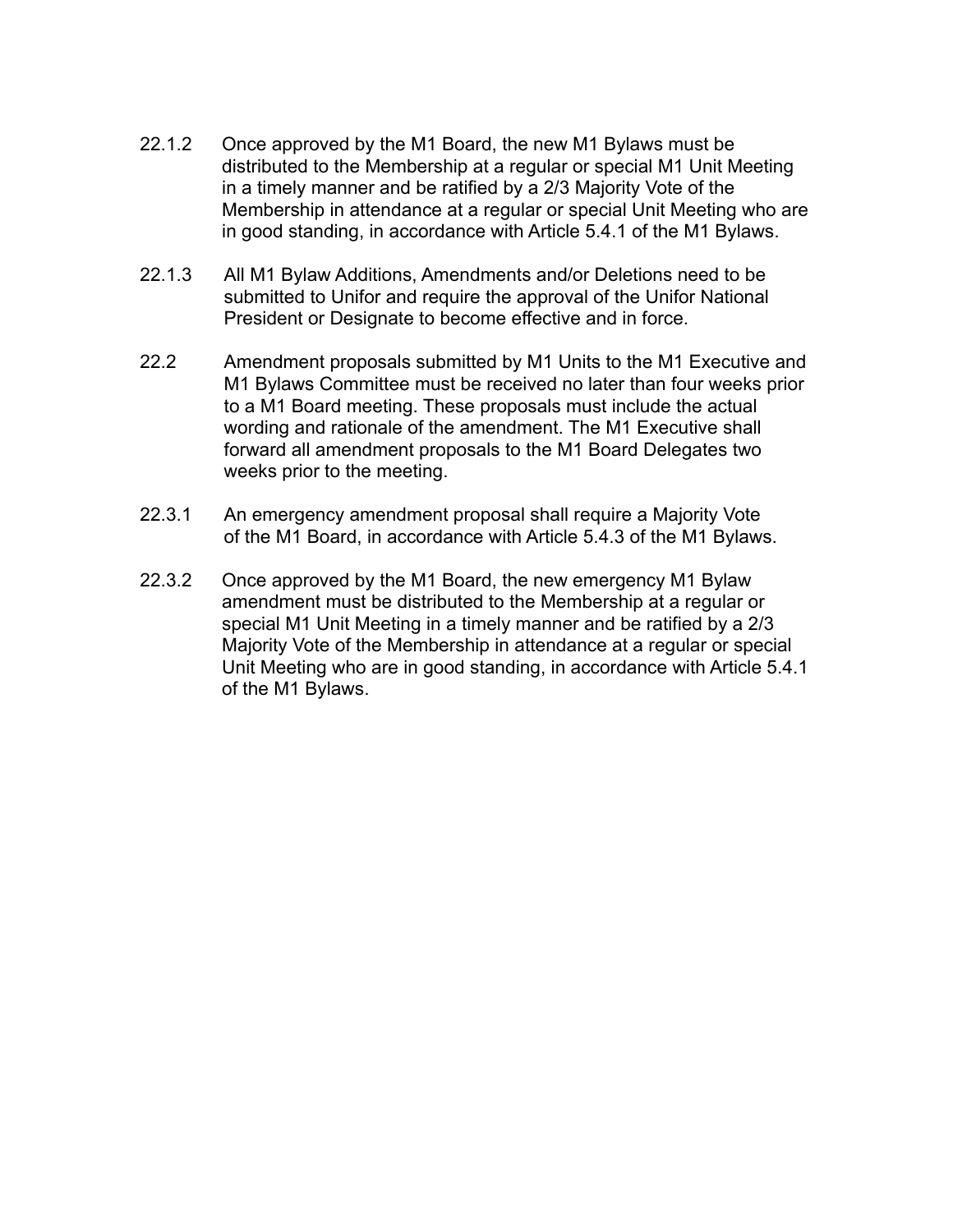22.1.2 Once approved by the M1 Board, the new M1 Bylaws must be distributed to the Membership at a regular or special M1 Unit Meeting in a timely manner and be ratified by a 2/3 Majority Vote of the Membership in attendance at a regular or special Unit Meeting who are in good standing, in accordance with Article 5.4.1 of the M1 Bylaws.

22.1.3 All M1 Bylaw Additions, Amendments and/or Deletions need to be submitted to Unifor and require the approval of the Unifor National President or Designate to become effective and in force.

22.2 Amendment proposals submitted by M1 Units to the M1 Executive and M1 Bylaws Committee must be received no later than four weeks prior to a M1 Board meeting. These proposals must include the actual wording and rationale of the amendment. The M1 Executive shall forward all amendment proposals to the M1 Board Delegates two weeks prior to the meeting.

22.3.1 An emergency amendment proposal shall require a Majority Vote of the M1 Board, in accordance with Article 5.4.3 of the M1 Bylaws.

22.3.2 Once approved by the M1 Board, the new emergency M1 Bylaw amendment must be distributed to the Membership at a regular or special M1 Unit Meeting in a timely manner and be ratified by a 2/3 Majority Vote of the Membership in attendance at a regular or special Unit Meeting who are in good standing, in accordance with Article 5.4.1 of the M1 Bylaws.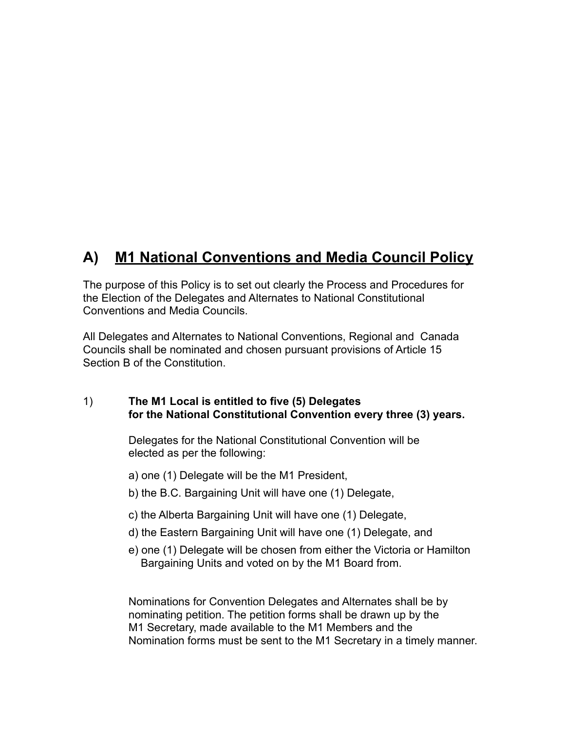## A) M1 National Conventions and Media Council Policy

The purpose of this Policy is to set out clearly the Process and Procedures for the Election of the Delegates and Alternates to National Constitutional Conventions and Media Councils.

All Delegates and Alternates to National Conventions, Regional and Canada Councils shall be nominated and chosen pursuant provisions of Article 15 Section B of the Constitution.

1) **The M1 Local is entitled to five (5) Delegates for the National Constitutional Convention every three (3) years.**

   Delegates for the National Constitutional Convention will be elected as per the following:

   a) one (1) Delegate will be the M1 President,

   b) the B.C. Bargaining Unit will have one (1) Delegate,

   c) the Alberta Bargaining Unit will have one (1) Delegate,

   d) the Eastern Bargaining Unit will have one (1) Delegate, and

   e) one (1) Delegate will be chosen from either the Victoria or Hamilton Bargaining Units and voted on by the M1 Board from.

   Nominations for Convention Delegates and Alternates shall be by nominating petition. The petition forms shall be drawn up by the M1 Secretary, made available to the M1 Members and the Nomination forms must be sent to the M1 Secretary in a timely manner.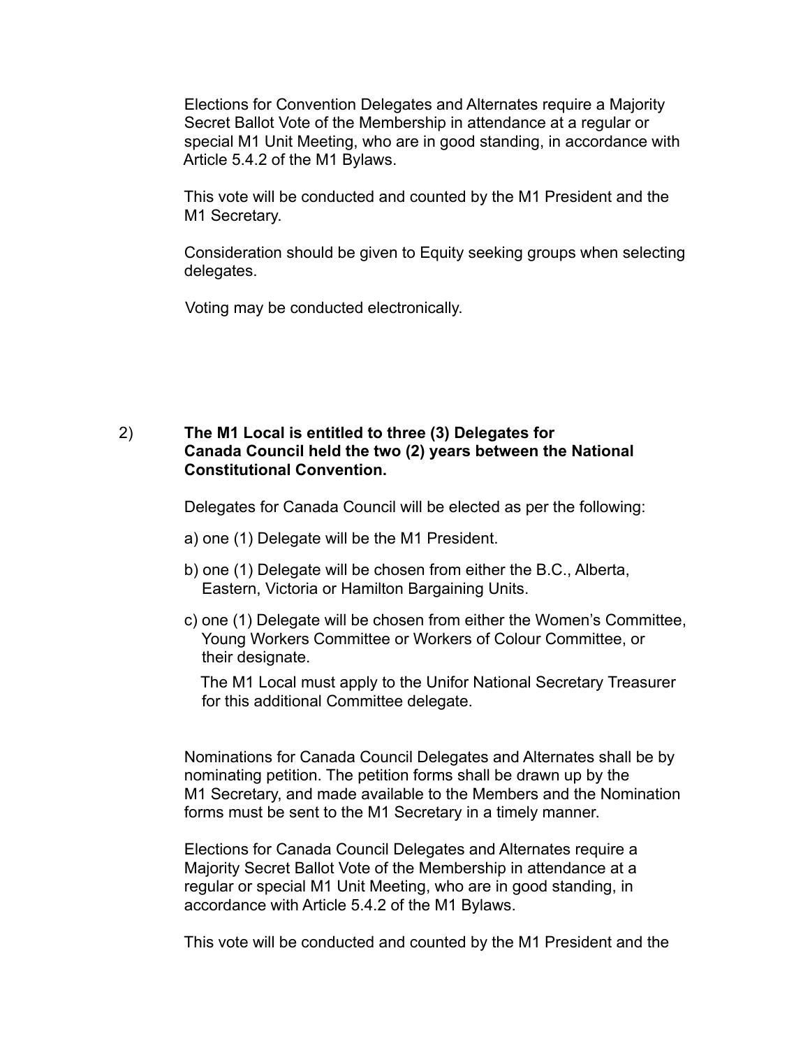Elections for Convention Delegates and Alternates require a Majority Secret Ballot Vote of the Membership in attendance at a regular or special M1 Unit Meeting, who are in good standing, in accordance with Article 5.4.2 of the M1 Bylaws.

This vote will be conducted and counted by the M1 President and the M1 Secretary.

Consideration should be given to Equity seeking groups when selecting delegates.

Voting may be conducted electronically.

2) **The M1 Local is entitled to three (3) Delegates for Canada Council held the two (2) years between the National Constitutional Convention.**

Delegates for Canada Council will be elected as per the following:

a) one (1) Delegate will be the M1 President.

b) one (1) Delegate will be chosen from either the B.C., Alberta, Eastern, Victoria or Hamilton Bargaining Units.

c) one (1) Delegate will be chosen from either the Women's Committee, Young Workers Committee or Workers of Colour Committee, or their designate.

The M1 Local must apply to the Unifor National Secretary Treasurer for this additional Committee delegate.

Nominations for Canada Council Delegates and Alternates shall be by nominating petition. The petition forms shall be drawn up by the M1 Secretary, and made available to the Members and the Nomination forms must be sent to the M1 Secretary in a timely manner.

Elections for Canada Council Delegates and Alternates require a Majority Secret Ballot Vote of the Membership in attendance at a regular or special M1 Unit Meeting, who are in good standing, in accordance with Article 5.4.2 of the M1 Bylaws.

This vote will be conducted and counted by the M1 President and the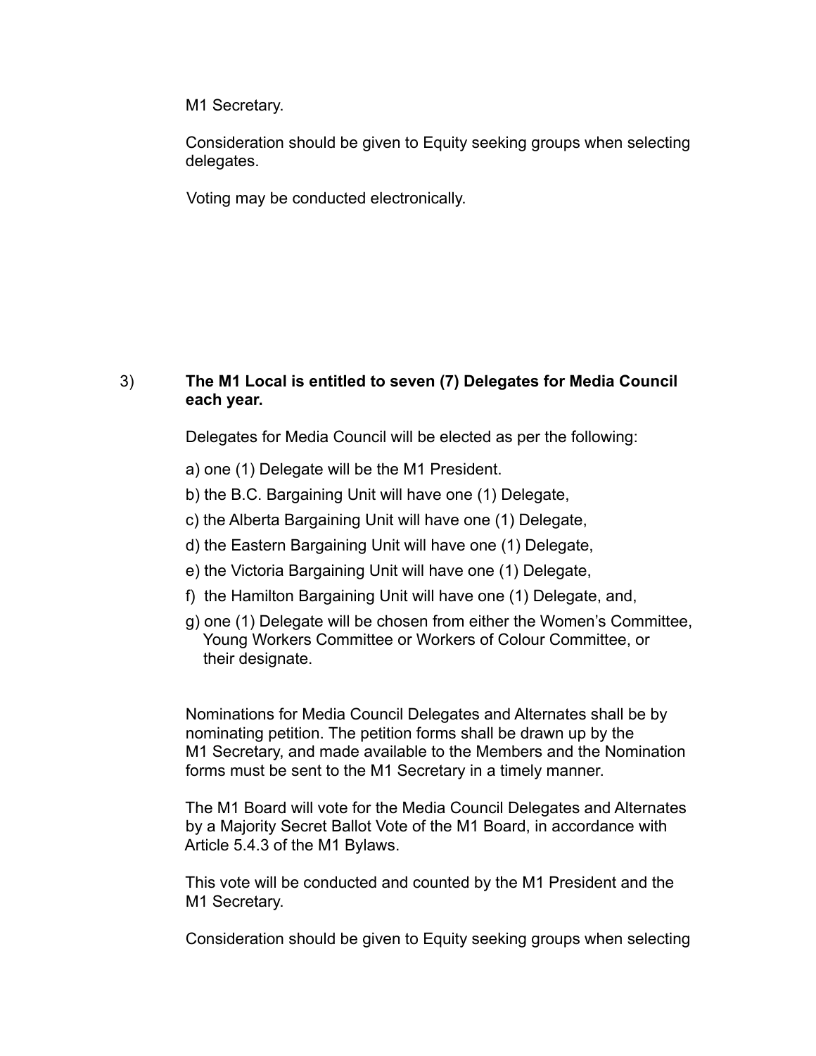M1 Secretary.

Consideration should be given to Equity seeking groups when selecting delegates.

Voting may be conducted electronically.

3) **The M1 Local is entitled to seven (7) Delegates for Media Council each year.**

Delegates for Media Council will be elected as per the following:

a) one (1) Delegate will be the M1 President.

b) the B.C. Bargaining Unit will have one (1) Delegate,

c) the Alberta Bargaining Unit will have one (1) Delegate,

d) the Eastern Bargaining Unit will have one (1) Delegate,

e) the Victoria Bargaining Unit will have one (1) Delegate,

f) the Hamilton Bargaining Unit will have one (1) Delegate, and,

g) one (1) Delegate will be chosen from either the Women's Committee, Young Workers Committee or Workers of Colour Committee, or their designate.

Nominations for Media Council Delegates and Alternates shall be by nominating petition. The petition forms shall be drawn up by the M1 Secretary, and made available to the Members and the Nomination forms must be sent to the M1 Secretary in a timely manner.

The M1 Board will vote for the Media Council Delegates and Alternates by a Majority Secret Ballot Vote of the M1 Board, in accordance with Article 5.4.3 of the M1 Bylaws.

This vote will be conducted and counted by the M1 President and the M1 Secretary.

Consideration should be given to Equity seeking groups when selecting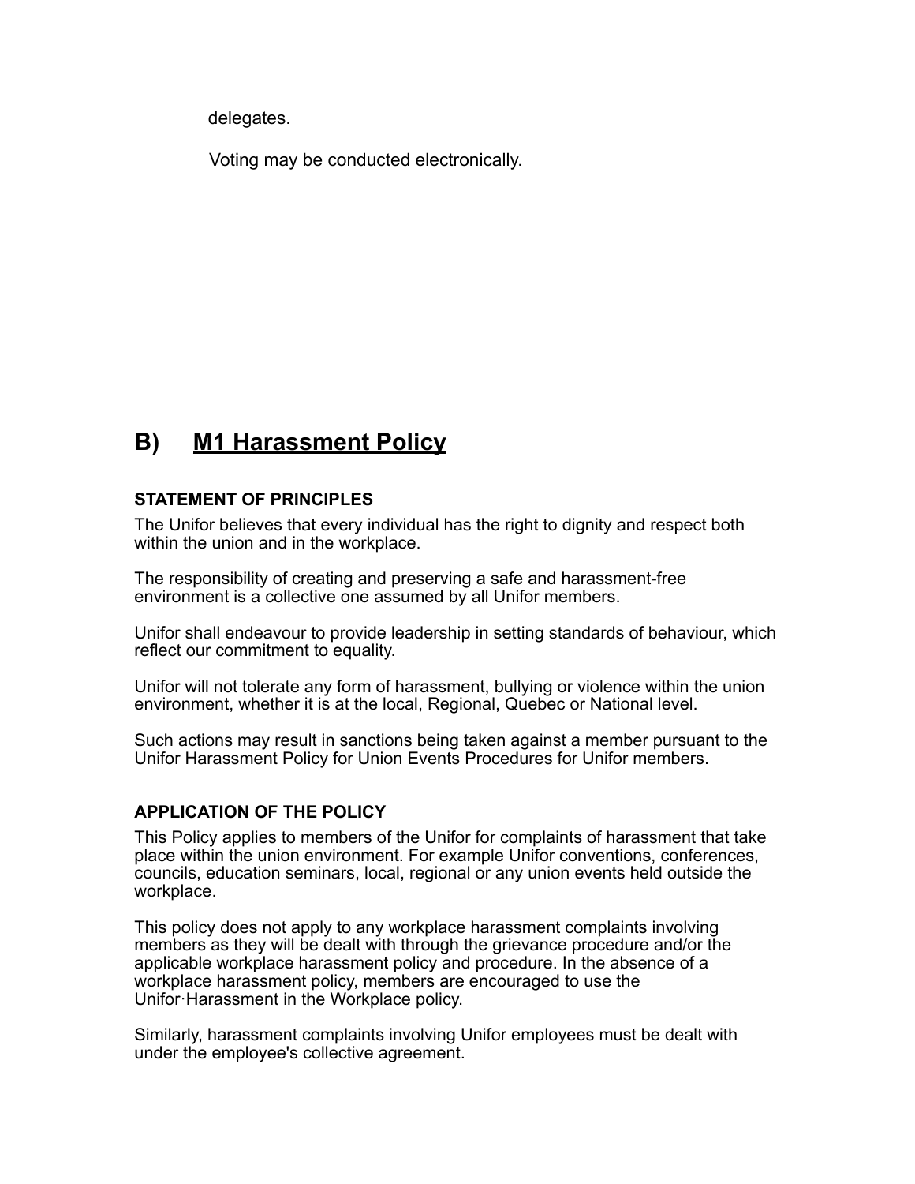delegates.

Voting may be conducted electronically.

## B) M1 Harassment Policy

**STATEMENT OF PRINCIPLES**

The Unifor believes that every individual has the right to dignity and respect both within the union and in the workplace.

The responsibility of creating and preserving a safe and harassment-free environment is a collective one assumed by all Unifor members.

Unifor shall endeavour to provide leadership in setting standards of behaviour, which reflect our commitment to equality.

Unifor will not tolerate any form of harassment, bullying or violence within the union environment, whether it is at the local, Regional, Quebec or National level.

Such actions may result in sanctions being taken against a member pursuant to the Unifor Harassment Policy for Union Events Procedures for Unifor members.

**APPLICATION OF THE POLICY**

This Policy applies to members of the Unifor for complaints of harassment that take place within the union environment. For example Unifor conventions, conferences, councils, education seminars, local, regional or any union events held outside the workplace.

This policy does not apply to any workplace harassment complaints involving members as they will be dealt with through the grievance procedure and/or the applicable workplace harassment policy and procedure. In the absence of a workplace harassment policy, members are encouraged to use the Unifor·Harassment in the Workplace policy.

Similarly, harassment complaints involving Unifor employees must be dealt with under the employee's collective agreement.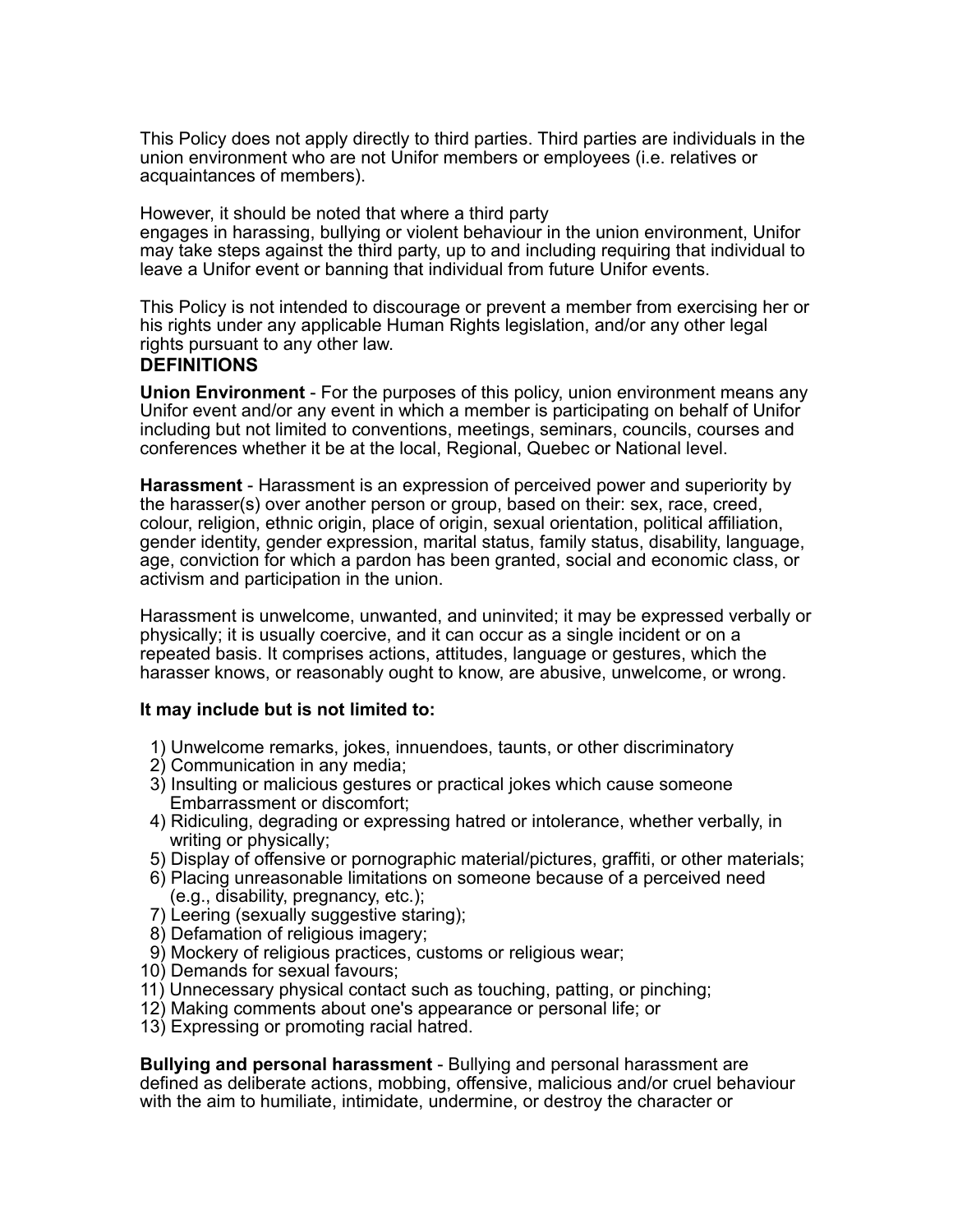This Policy does not apply directly to third parties. Third parties are individuals in the union environment who are not Unifor members or employees (i.e. relatives or acquaintances of members).

However, it should be noted that where a third party engages in harassing, bullying or violent behaviour in the union environment, Unifor may take steps against the third party, up to and including requiring that individual to leave a Unifor event or banning that individual from future Unifor events.

This Policy is not intended to discourage or prevent a member from exercising her or his rights under any applicable Human Rights legislation, and/or any other legal rights pursuant to any other law.

## DEFINITIONS

**Union Environment** - For the purposes of this policy, union environment means any Unifor event and/or any event in which a member is participating on behalf of Unifor including but not limited to conventions, meetings, seminars, councils, courses and conferences whether it be at the local, Regional, Quebec or National level.

**Harassment** - Harassment is an expression of perceived power and superiority by the harasser(s) over another person or group, based on their: sex, race, creed, colour, religion, ethnic origin, place of origin, sexual orientation, political affiliation, gender identity, gender expression, marital status, family status, disability, language, age, conviction for which a pardon has been granted, social and economic class, or activism and participation in the union.

Harassment is unwelcome, unwanted, and uninvited; it may be expressed verbally or physically; it is usually coercive, and it can occur as a single incident or on a repeated basis. It comprises actions, attitudes, language or gestures, which the harasser knows, or reasonably ought to know, are abusive, unwelcome, or wrong.

**It may include but is not limited to:**

1) Unwelcome remarks, jokes, innuendoes, taunts, or other discriminatory
2) Communication in any media;
3) Insulting or malicious gestures or practical jokes which cause someone Embarrassment or discomfort;
4) Ridiculing, degrading or expressing hatred or intolerance, whether verbally, in writing or physically;
5) Display of offensive or pornographic material/pictures, graffiti, or other materials;
6) Placing unreasonable limitations on someone because of a perceived need (e.g., disability, pregnancy, etc.);
7) Leering (sexually suggestive staring);
8) Defamation of religious imagery;
9) Mockery of religious practices, customs or religious wear;
10) Demands for sexual favours;
11) Unnecessary physical contact such as touching, patting, or pinching;
12) Making comments about one's appearance or personal life; or
13) Expressing or promoting racial hatred.

**Bullying and personal harassment** - Bullying and personal harassment are defined as deliberate actions, mobbing, offensive, malicious and/or cruel behaviour with the aim to humiliate, intimidate, undermine, or destroy the character or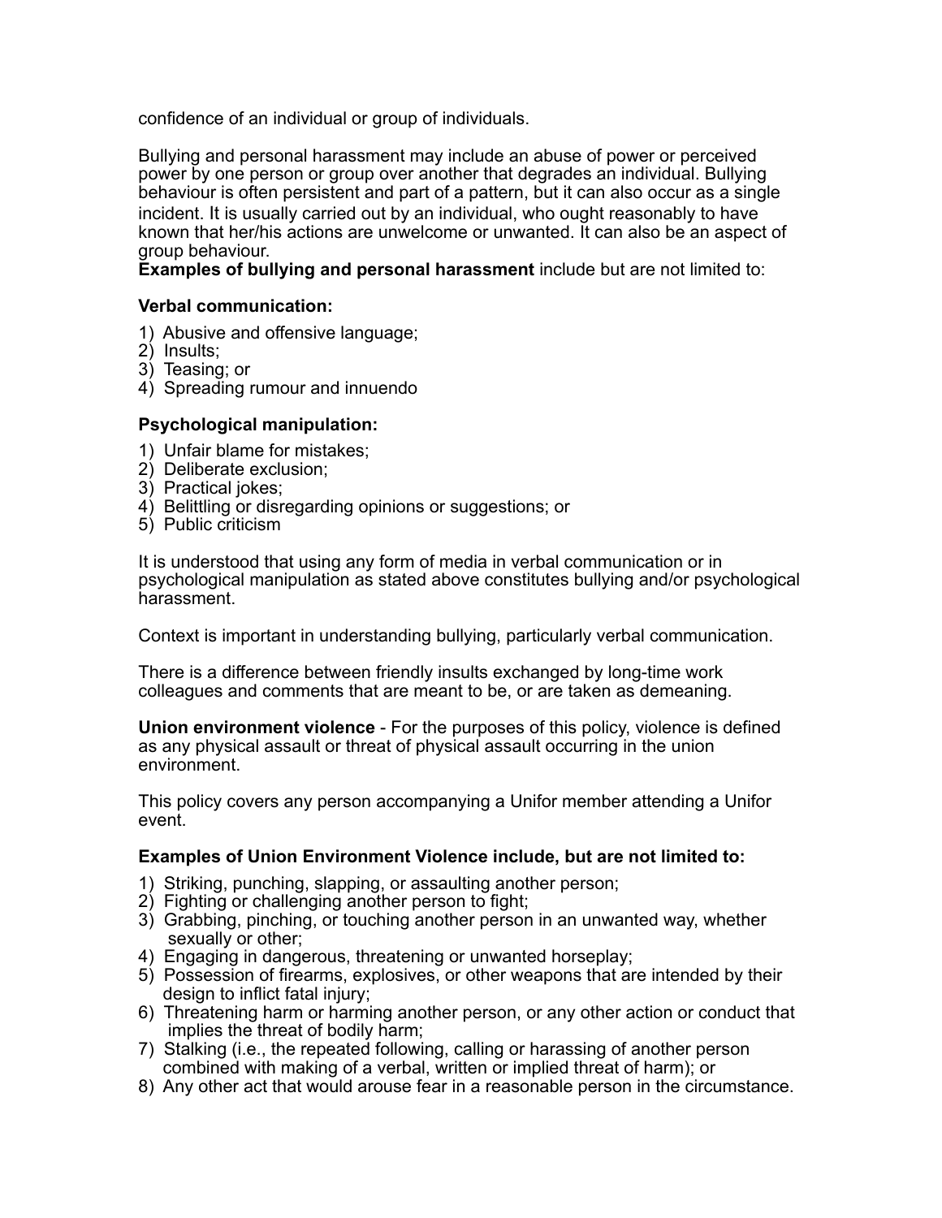confidence of an individual or group of individuals.

Bullying and personal harassment may include an abuse of power or perceived power by one person or group over another that degrades an individual. Bullying behaviour is often persistent and part of a pattern, but it can also occur as a single incident. It is usually carried out by an individual, who ought reasonably to have known that her/his actions are unwelcome or unwanted. It can also be an aspect of group behaviour.

**Examples of bullying and personal harassment** include but are not limited to:

**Verbal communication:**

1) Abusive and offensive language;
2) Insults;
3) Teasing; or
4) Spreading rumour and innuendo

**Psychological manipulation:**

1) Unfair blame for mistakes;
2) Deliberate exclusion;
3) Practical jokes;
4) Belittling or disregarding opinions or suggestions; or
5) Public criticism

It is understood that using any form of media in verbal communication or in psychological manipulation as stated above constitutes bullying and/or psychological harassment.

Context is important in understanding bullying, particularly verbal communication.

There is a difference between friendly insults exchanged by long-time work colleagues and comments that are meant to be, or are taken as demeaning.

**Union environment violence** - For the purposes of this policy, violence is defined as any physical assault or threat of physical assault occurring in the union environment.

This policy covers any person accompanying a Unifor member attending a Unifor event.

**Examples of Union Environment Violence include, but are not limited to:**

1) Striking, punching, slapping, or assaulting another person;
2) Fighting or challenging another person to fight;
3) Grabbing, pinching, or touching another person in an unwanted way, whether sexually or other;
4) Engaging in dangerous, threatening or unwanted horseplay;
5) Possession of firearms, explosives, or other weapons that are intended by their design to inflict fatal injury;
6) Threatening harm or harming another person, or any other action or conduct that implies the threat of bodily harm;
7) Stalking (i.e., the repeated following, calling or harassing of another person combined with making of a verbal, written or implied threat of harm); or
8) Any other act that would arouse fear in a reasonable person in the circumstance.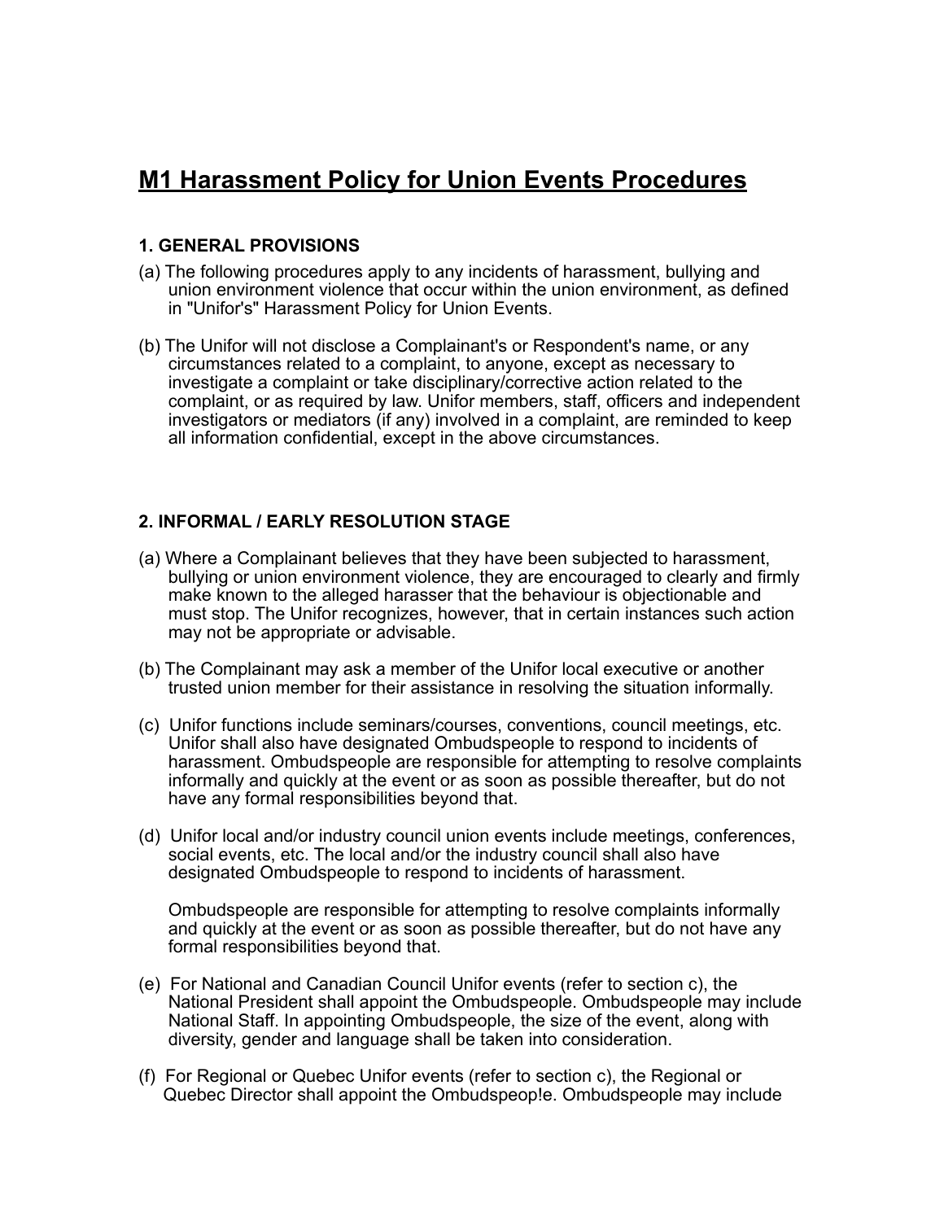# M1 Harassment Policy for Union Events Procedures

### 1. GENERAL PROVISIONS

(a) The following procedures apply to any incidents of harassment, bullying and union environment violence that occur within the union environment, as defined in "Unifor's" Harassment Policy for Union Events.

(b) The Unifor will not disclose a Complainant's or Respondent's name, or any circumstances related to a complaint, to anyone, except as necessary to investigate a complaint or take disciplinary/corrective action related to the complaint, or as required by law. Unifor members, staff, officers and independent investigators or mediators (if any) involved in a complaint, are reminded to keep all information confidential, except in the above circumstances.

### 2. INFORMAL / EARLY RESOLUTION STAGE

(a) Where a Complainant believes that they have been subjected to harassment, bullying or union environment violence, they are encouraged to clearly and firmly make known to the alleged harasser that the behaviour is objectionable and must stop. The Unifor recognizes, however, that in certain instances such action may not be appropriate or advisable.

(b) The Complainant may ask a member of the Unifor local executive or another trusted union member for their assistance in resolving the situation informally.

(c) Unifor functions include seminars/courses, conventions, council meetings, etc. Unifor shall also have designated Ombudspeople to respond to incidents of harassment. Ombudspeople are responsible for attempting to resolve complaints informally and quickly at the event or as soon as possible thereafter, but do not have any formal responsibilities beyond that.

(d) Unifor local and/or industry council union events include meetings, conferences, social events, etc. The local and/or the industry council shall also have designated Ombudspeople to respond to incidents of harassment.

Ombudspeople are responsible for attempting to resolve complaints informally and quickly at the event or as soon as possible thereafter, but do not have any formal responsibilities beyond that.

(e) For National and Canadian Council Unifor events (refer to section c), the National President shall appoint the Ombudspeople. Ombudspeople may include National Staff. In appointing Ombudspeople, the size of the event, along with diversity, gender and language shall be taken into consideration.

(f) For Regional or Quebec Unifor events (refer to section c), the Regional or Quebec Director shall appoint the Ombudspeop!e. Ombudspeople may include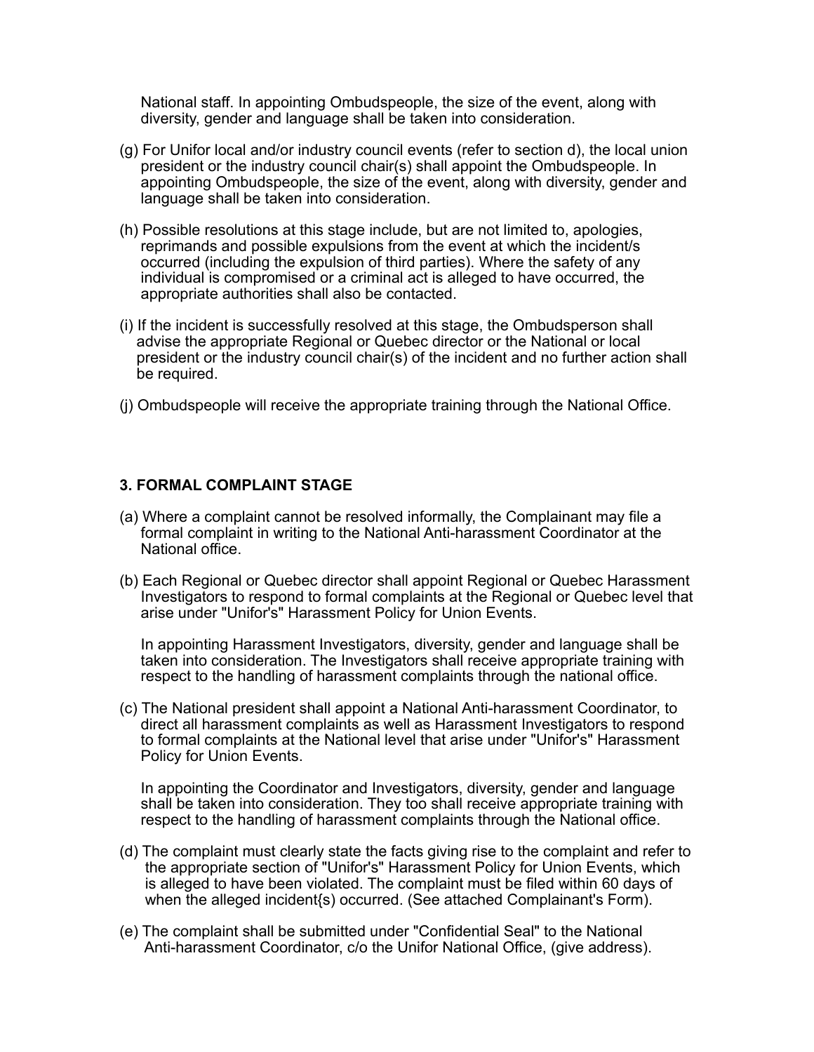National staff. In appointing Ombudspeople, the size of the event, along with diversity, gender and language shall be taken into consideration.

(g) For Unifor local and/or industry council events (refer to section d), the local union president or the industry council chair(s) shall appoint the Ombudspeople. In appointing Ombudspeople, the size of the event, along with diversity, gender and language shall be taken into consideration.

(h) Possible resolutions at this stage include, but are not limited to, apologies, reprimands and possible expulsions from the event at which the incident/s occurred (including the expulsion of third parties). Where the safety of any individual is compromised or a criminal act is alleged to have occurred, the appropriate authorities shall also be contacted.

(i) If the incident is successfully resolved at this stage, the Ombudsperson shall advise the appropriate Regional or Quebec director or the National or local president or the industry council chair(s) of the incident and no further action shall be required.

(j) Ombudspeople will receive the appropriate training through the National Office.

### 3. FORMAL COMPLAINT STAGE

(a) Where a complaint cannot be resolved informally, the Complainant may file a formal complaint in writing to the National Anti-harassment Coordinator at the National office.

(b) Each Regional or Quebec director shall appoint Regional or Quebec Harassment Investigators to respond to formal complaints at the Regional or Quebec level that arise under "Unifor's" Harassment Policy for Union Events.

In appointing Harassment Investigators, diversity, gender and language shall be taken into consideration. The Investigators shall receive appropriate training with respect to the handling of harassment complaints through the national office.

(c) The National president shall appoint a National Anti-harassment Coordinator, to direct all harassment complaints as well as Harassment Investigators to respond to formal complaints at the National level that arise under "Unifor's" Harassment Policy for Union Events.

In appointing the Coordinator and Investigators, diversity, gender and language shall be taken into consideration. They too shall receive appropriate training with respect to the handling of harassment complaints through the National office.

(d) The complaint must clearly state the facts giving rise to the complaint and refer to the appropriate section of "Unifor's" Harassment Policy for Union Events, which is alleged to have been violated. The complaint must be filed within 60 days of when the alleged incident{s) occurred. (See attached Complainant's Form).

(e) The complaint shall be submitted under "Confidential Seal" to the National Anti-harassment Coordinator, c/o the Unifor National Office, (give address).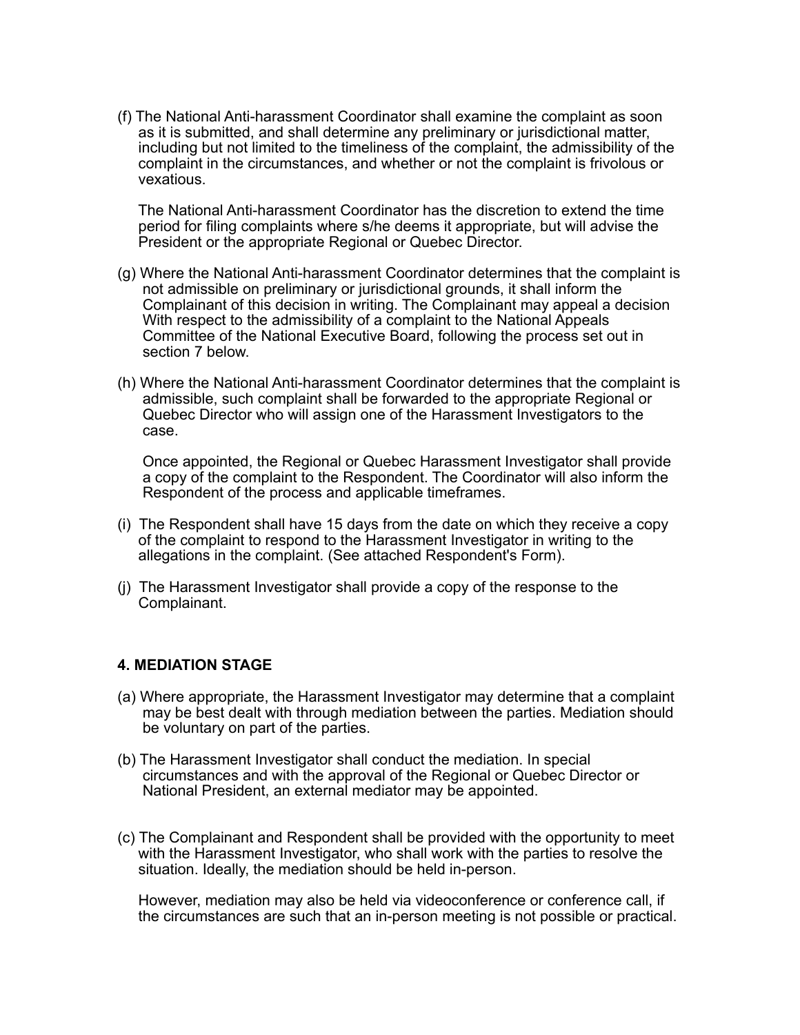(f) The National Anti-harassment Coordinator shall examine the complaint as soon as it is submitted, and shall determine any preliminary or jurisdictional matter, including but not limited to the timeliness of the complaint, the admissibility of the complaint in the circumstances, and whether or not the complaint is frivolous or vexatious.

The National Anti-harassment Coordinator has the discretion to extend the time period for filing complaints where s/he deems it appropriate, but will advise the President or the appropriate Regional or Quebec Director.

(g) Where the National Anti-harassment Coordinator determines that the complaint is not admissible on preliminary or jurisdictional grounds, it shall inform the Complainant of this decision in writing. The Complainant may appeal a decision With respect to the admissibility of a complaint to the National Appeals Committee of the National Executive Board, following the process set out in section 7 below.

(h) Where the National Anti-harassment Coordinator determines that the complaint is admissible, such complaint shall be forwarded to the appropriate Regional or Quebec Director who will assign one of the Harassment Investigators to the case.

Once appointed, the Regional or Quebec Harassment Investigator shall provide a copy of the complaint to the Respondent. The Coordinator will also inform the Respondent of the process and applicable timeframes.

(i) The Respondent shall have 15 days from the date on which they receive a copy of the complaint to respond to the Harassment Investigator in writing to the allegations in the complaint. (See attached Respondent's Form).

(j) The Harassment Investigator shall provide a copy of the response to the Complainant.

## 4. MEDIATION STAGE

(a) Where appropriate, the Harassment Investigator may determine that a complaint may be best dealt with through mediation between the parties. Mediation should be voluntary on part of the parties.

(b) The Harassment Investigator shall conduct the mediation. In special circumstances and with the approval of the Regional or Quebec Director or National President, an external mediator may be appointed.

(c) The Complainant and Respondent shall be provided with the opportunity to meet with the Harassment Investigator, who shall work with the parties to resolve the situation. Ideally, the mediation should be held in-person.

However, mediation may also be held via videoconference or conference call, if the circumstances are such that an in-person meeting is not possible or practical.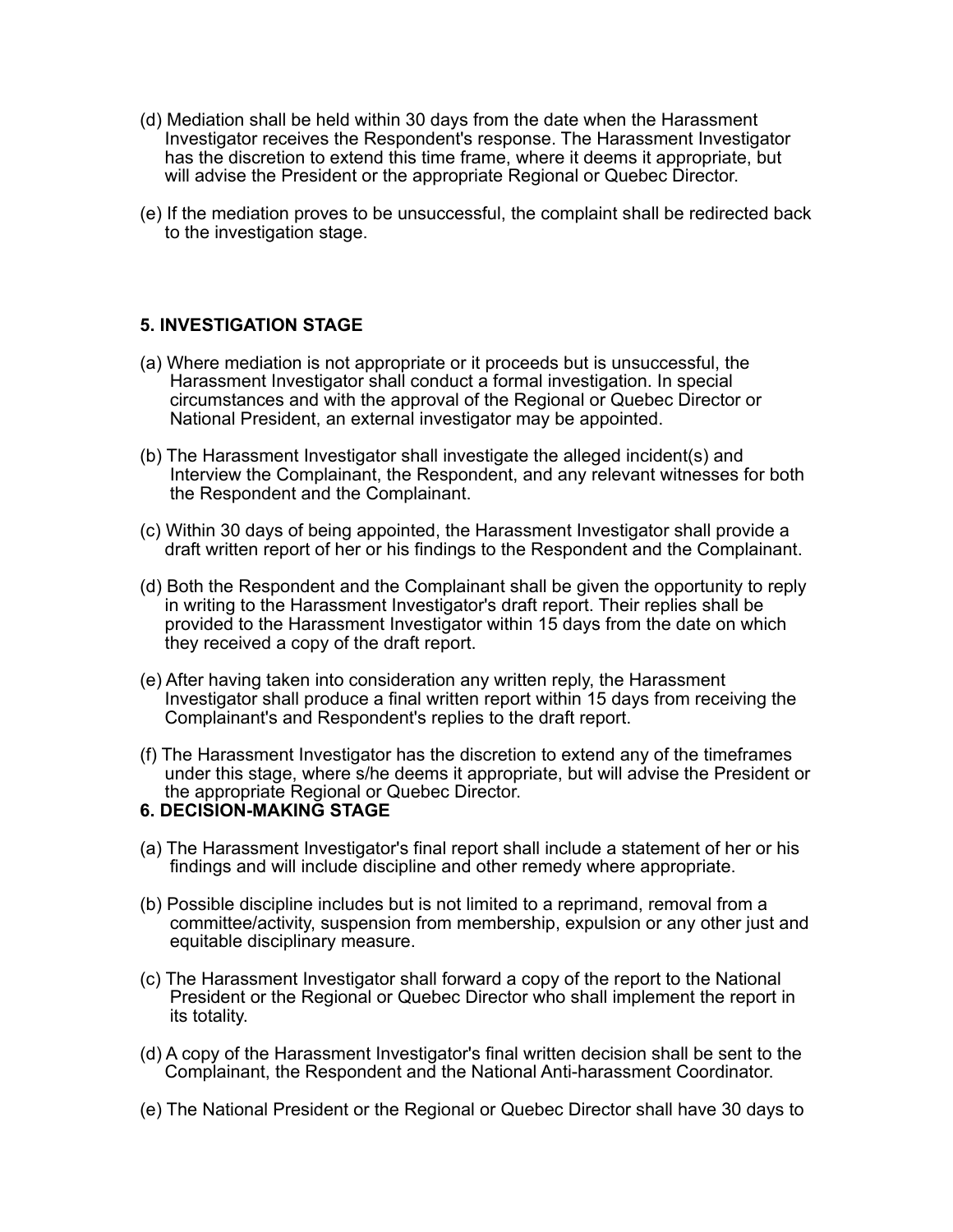(d) Mediation shall be held within 30 days from the date when the Harassment Investigator receives the Respondent's response. The Harassment Investigator has the discretion to extend this time frame, where it deems it appropriate, but will advise the President or the appropriate Regional or Quebec Director.

(e) If the mediation proves to be unsuccessful, the complaint shall be redirected back to the investigation stage.

### 5. INVESTIGATION STAGE

(a) Where mediation is not appropriate or it proceeds but is unsuccessful, the Harassment Investigator shall conduct a formal investigation. In special circumstances and with the approval of the Regional or Quebec Director or National President, an external investigator may be appointed.

(b) The Harassment Investigator shall investigate the alleged incident(s) and Interview the Complainant, the Respondent, and any relevant witnesses for both the Respondent and the Complainant.

(c) Within 30 days of being appointed, the Harassment Investigator shall provide a draft written report of her or his findings to the Respondent and the Complainant.

(d) Both the Respondent and the Complainant shall be given the opportunity to reply in writing to the Harassment Investigator's draft report. Their replies shall be provided to the Harassment Investigator within 15 days from the date on which they received a copy of the draft report.

(e) After having taken into consideration any written reply, the Harassment Investigator shall produce a final written report within 15 days from receiving the Complainant's and Respondent's replies to the draft report.

(f) The Harassment Investigator has the discretion to extend any of the timeframes under this stage, where s/he deems it appropriate, but will advise the President or the appropriate Regional or Quebec Director.

### 6. DECISION-MAKING STAGE

(a) The Harassment Investigator's final report shall include a statement of her or his findings and will include discipline and other remedy where appropriate.

(b) Possible discipline includes but is not limited to a reprimand, removal from a committee/activity, suspension from membership, expulsion or any other just and equitable disciplinary measure.

(c) The Harassment Investigator shall forward a copy of the report to the National President or the Regional or Quebec Director who shall implement the report in its totality.

(d) A copy of the Harassment Investigator's final written decision shall be sent to the Complainant, the Respondent and the National Anti-harassment Coordinator.

(e) The National President or the Regional or Quebec Director shall have 30 days to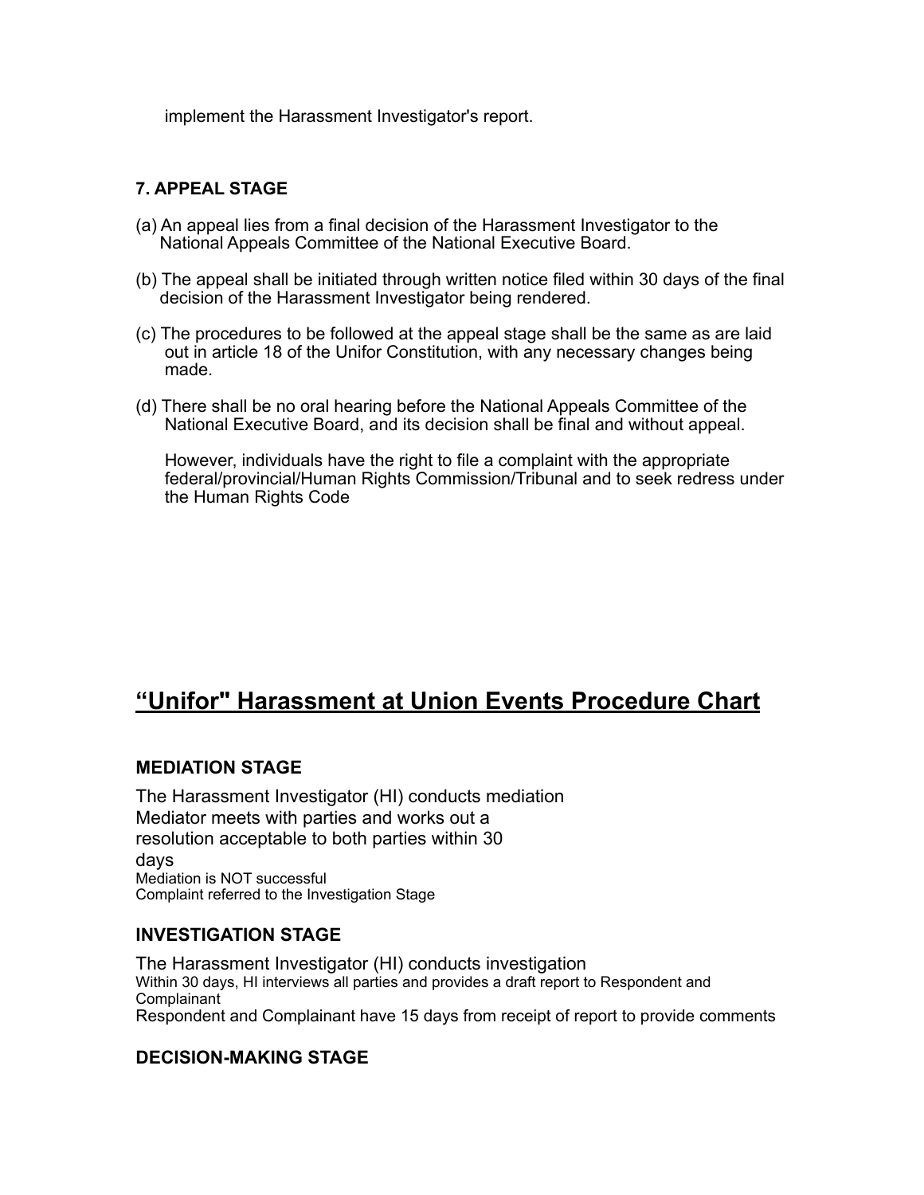implement the Harassment Investigator's report.

### 7. APPEAL STAGE

(a) An appeal lies from a final decision of the Harassment Investigator to the National Appeals Committee of the National Executive Board.

(b) The appeal shall be initiated through written notice filed within 30 days of the final decision of the Harassment Investigator being rendered.

(c) The procedures to be followed at the appeal stage shall be the same as are laid out in article 18 of the Unifor Constitution, with any necessary changes being made.

(d) There shall be no oral hearing before the National Appeals Committee of the National Executive Board, and its decision shall be final and without appeal.

However, individuals have the right to file a complaint with the appropriate federal/provincial/Human Rights Commission/Tribunal and to seek redress under the Human Rights Code

## "Unifor" Harassment at Union Events Procedure Chart

### MEDIATION STAGE

The Harassment Investigator (HI) conducts mediation
Mediator meets with parties and works out a resolution acceptable to both parties within 30 days
Mediation is NOT successful
Complaint referred to the Investigation Stage

### INVESTIGATION STAGE

The Harassment Investigator (HI) conducts investigation
Within 30 days, HI interviews all parties and provides a draft report to Respondent and Complainant
Respondent and Complainant have 15 days from receipt of report to provide comments

### DECISION-MAKING STAGE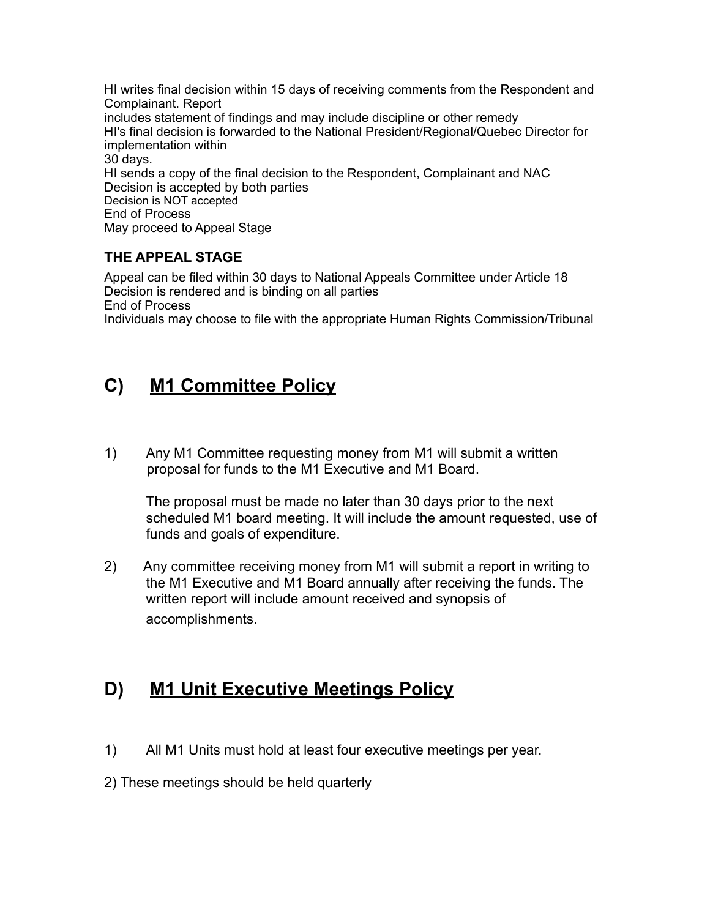HI writes final decision within 15 days of receiving comments from the Respondent and Complainant. Report
includes statement of findings and may include discipline or other remedy
HI's final decision is forwarded to the National President/Regional/Quebec Director for implementation within
30 days.
HI sends a copy of the final decision to the Respondent, Complainant and NAC
Decision is accepted by both parties
Decision is NOT accepted
End of Process
May proceed to Appeal Stage

**THE APPEAL STAGE**

Appeal can be filed within 30 days to National Appeals Committee under Article 18
Decision is rendered and is binding on all parties
End of Process
Individuals may choose to file with the appropriate Human Rights Commission/Tribunal

## C) M1 Committee Policy

1) Any M1 Committee requesting money from M1 will submit a written proposal for funds to the M1 Executive and M1 Board.

   The proposal must be made no later than 30 days prior to the next scheduled M1 board meeting. It will include the amount requested, use of funds and goals of expenditure.

2) Any committee receiving money from M1 will submit a report in writing to the M1 Executive and M1 Board annually after receiving the funds. The written report will include amount received and synopsis of accomplishments.

## D) M1 Unit Executive Meetings Policy

1) All M1 Units must hold at least four executive meetings per year.

2) These meetings should be held quarterly